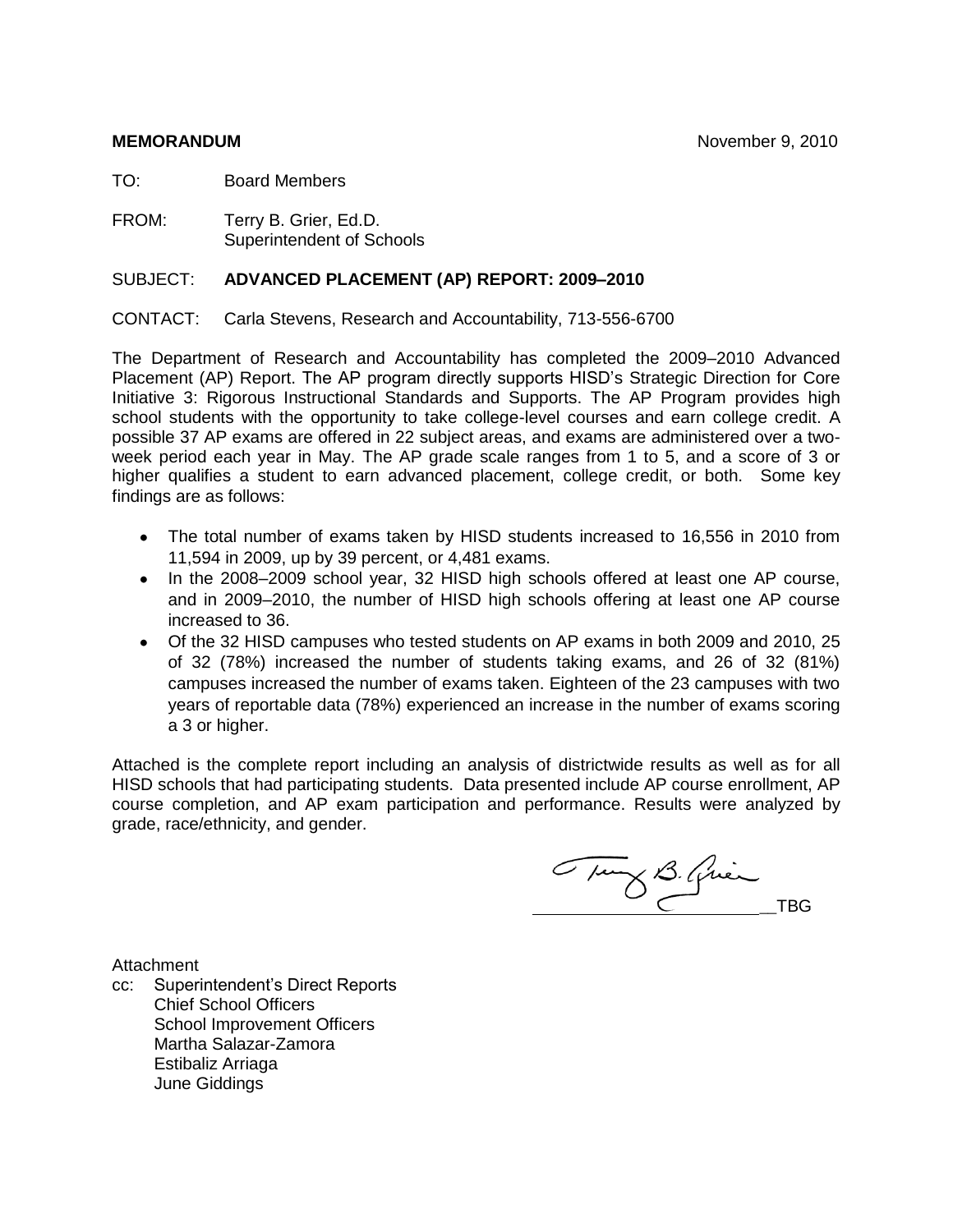**MEMORANDUM** November 9, 2010

TO: Board Members

FROM: Terry B. Grier, Ed.D.
Superintendent of Schools

SUBJECT: **ADVANCED PLACEMENT (AP) REPORT: 2009–2010**

CONTACT: Carla Stevens, Research and Accountability, 713-556-6700

The Department of Research and Accountability has completed the 2009–2010 Advanced Placement (AP) Report. The AP program directly supports HISD's Strategic Direction for Core Initiative 3: Rigorous Instructional Standards and Supports. The AP Program provides high school students with the opportunity to take college-level courses and earn college credit. A possible 37 AP exams are offered in 22 subject areas, and exams are administered over a two-week period each year in May. The AP grade scale ranges from 1 to 5, and a score of 3 or higher qualifies a student to earn advanced placement, college credit, or both. Some key findings are as follows:

- The total number of exams taken by HISD students increased to 16,556 in 2010 from 11,594 in 2009, up by 39 percent, or 4,481 exams.
- In the 2008–2009 school year, 32 HISD high schools offered at least one AP course, and in 2009–2010, the number of HISD high schools offering at least one AP course increased to 36.
- Of the 32 HISD campuses who tested students on AP exams in both 2009 and 2010, 25 of 32 (78%) increased the number of students taking exams, and 26 of 32 (81%) campuses increased the number of exams taken. Eighteen of the 23 campuses with two years of reportable data (78%) experienced an increase in the number of exams scoring a 3 or higher.

Attached is the complete report including an analysis of districtwide results as well as for all HISD schools that had participating students. Data presented include AP course enrollment, AP course completion, and AP exam participation and performance. Results were analyzed by grade, race/ethnicity, and gender.

TBG

Attachment

cc: Superintendent's Direct Reports
Chief School Officers
School Improvement Officers
Martha Salazar-Zamora
Estibaliz Arriaga
June Giddings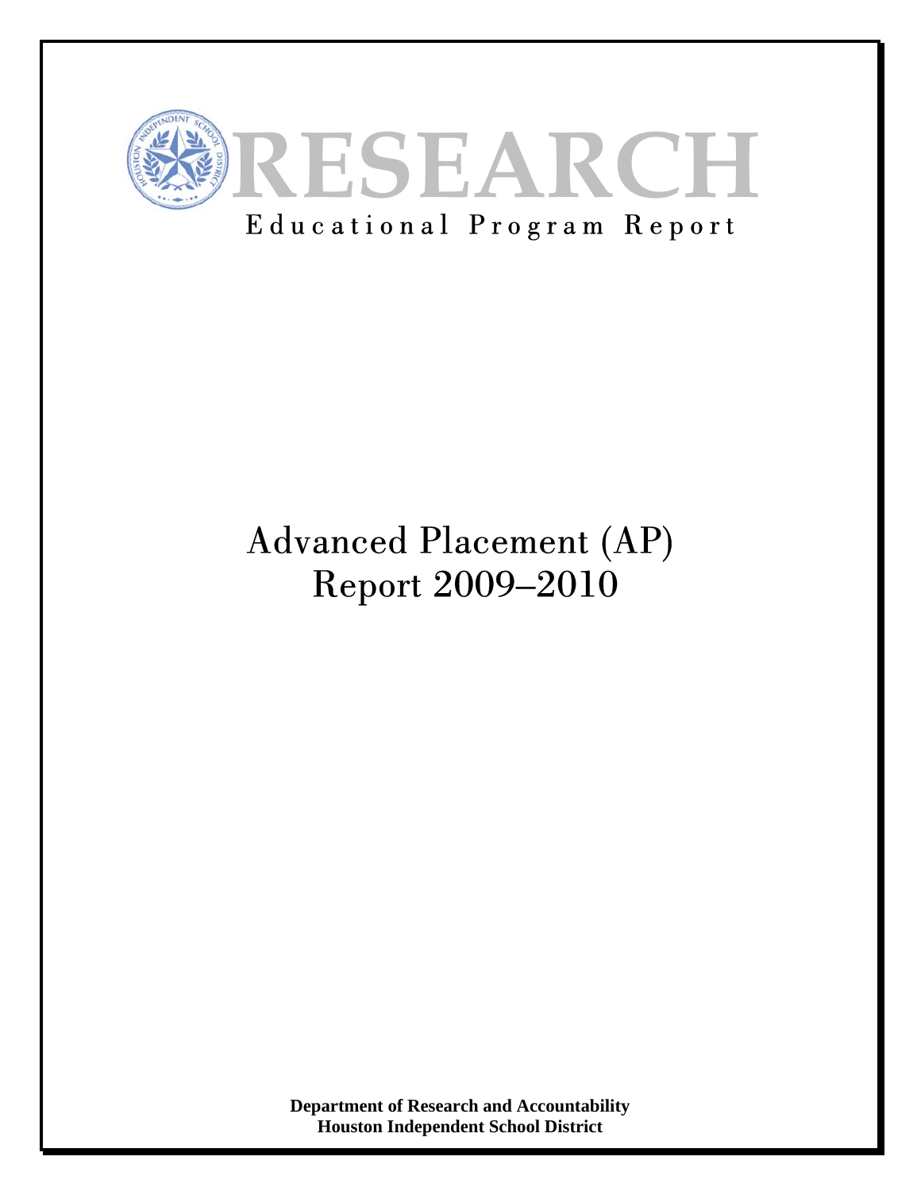# RESEARCH

Educational Program Report

# Advanced Placement (AP) Report 2009–2010

**Department of Research and Accountability**
**Houston Independent School District**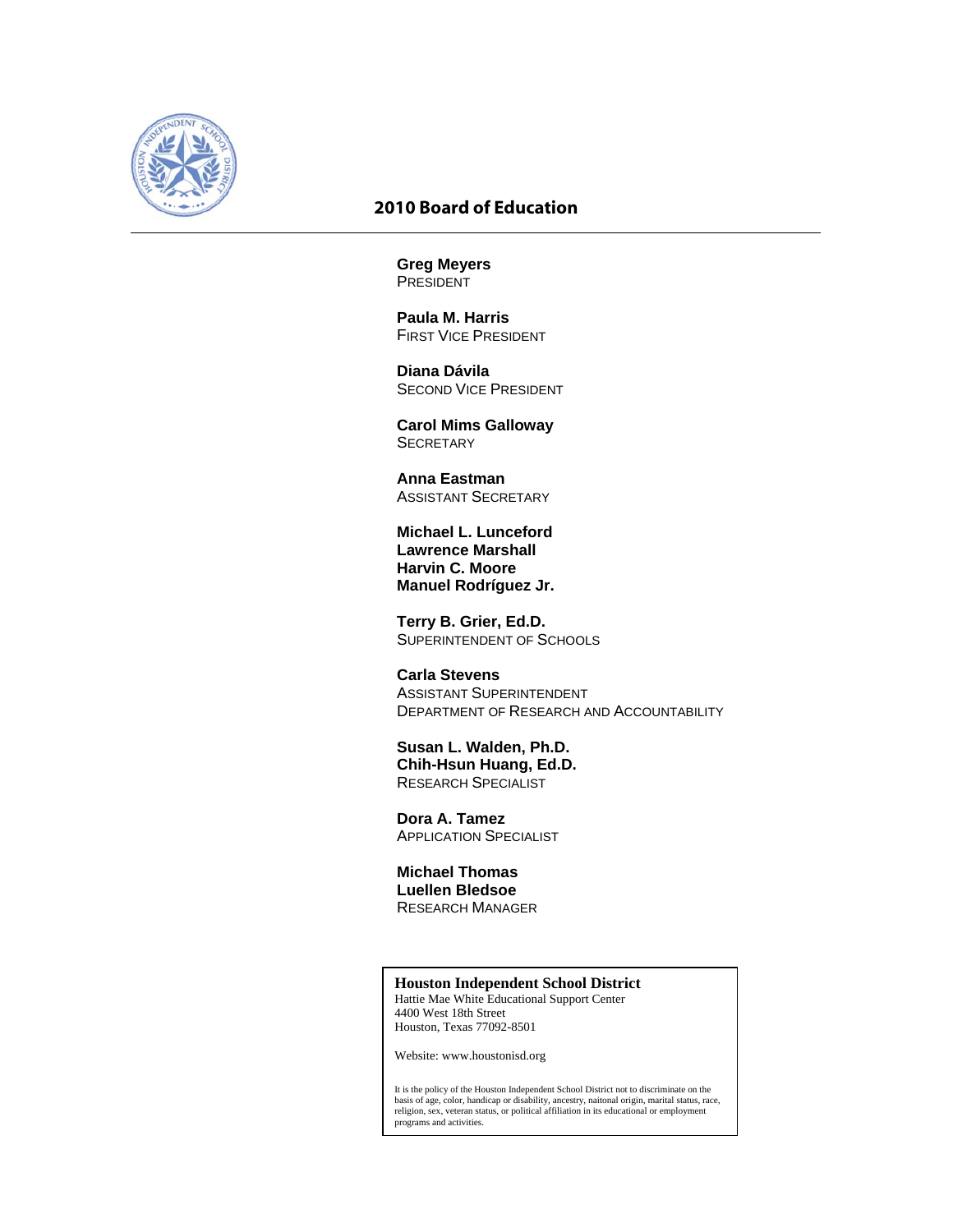## 2010 Board of Education

**Greg Meyers**
PRESIDENT

**Paula M. Harris**
FIRST VICE PRESIDENT

**Diana Dávila**
SECOND VICE PRESIDENT

**Carol Mims Galloway**
SECRETARY

**Anna Eastman**
ASSISTANT SECRETARY

**Michael L. Lunceford**
**Lawrence Marshall**
**Harvin C. Moore**
**Manuel Rodríguez Jr.**

**Terry B. Grier, Ed.D.**
SUPERINTENDENT OF SCHOOLS

**Carla Stevens**
ASSISTANT SUPERINTENDENT
DEPARTMENT OF RESEARCH AND ACCOUNTABILITY

**Susan L. Walden, Ph.D.**
**Chih-Hsun Huang, Ed.D.**
RESEARCH SPECIALIST

**Dora A. Tamez**
APPLICATION SPECIALIST

**Michael Thomas**
**Luellen Bledsoe**
RESEARCH MANAGER

**Houston Independent School District**
Hattie Mae White Educational Support Center
4400 West 18th Street
Houston, Texas 77092-8501

Website: www.houstonisd.org

It is the policy of the Houston Independent School District not to discriminate on the basis of age, color, handicap or disability, ancestry, naitonal origin, marital status, race, religion, sex, veteran status, or political affiliation in its educational or employment programs and activities.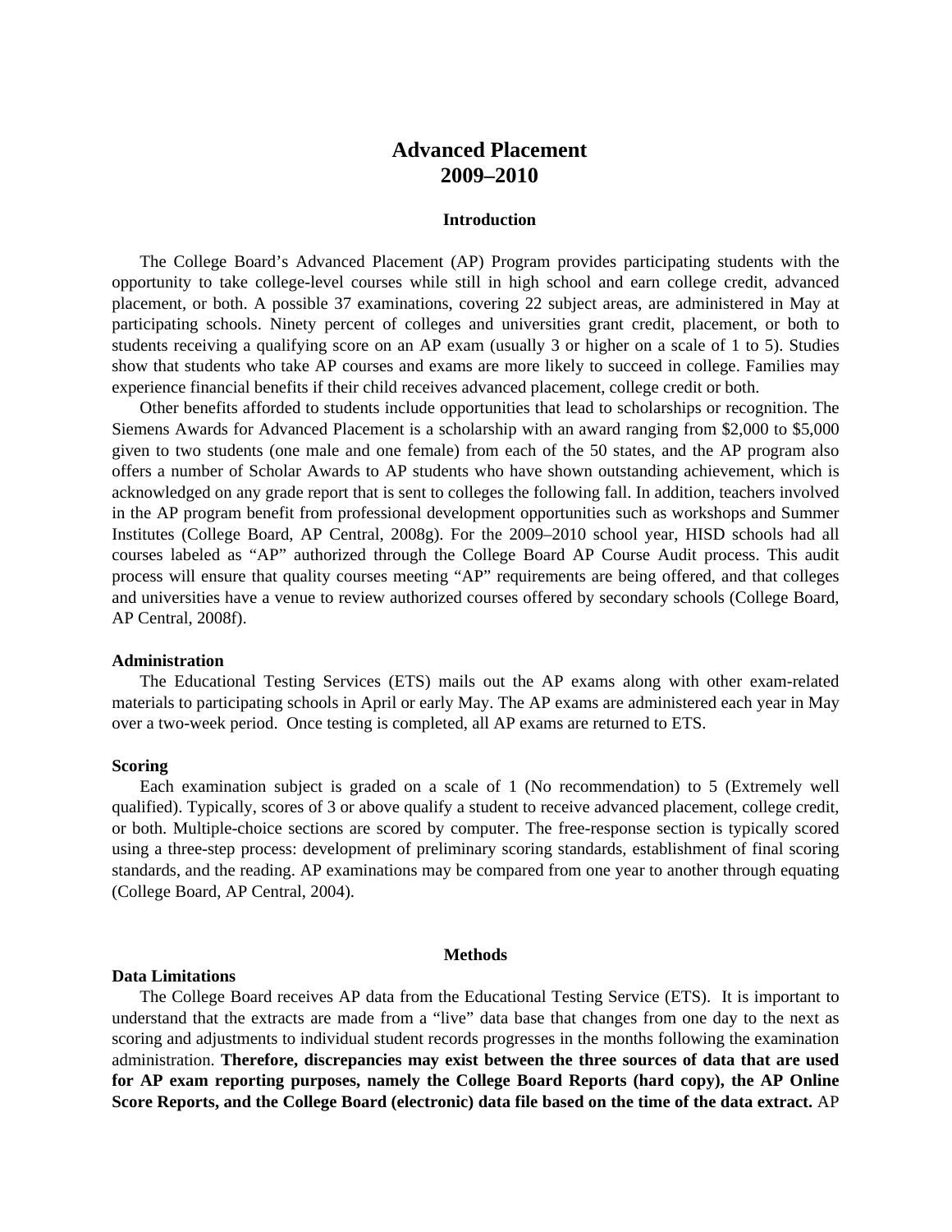# Advanced Placement
# 2009–2010

## Introduction

The College Board's Advanced Placement (AP) Program provides participating students with the opportunity to take college-level courses while still in high school and earn college credit, advanced placement, or both. A possible 37 examinations, covering 22 subject areas, are administered in May at participating schools. Ninety percent of colleges and universities grant credit, placement, or both to students receiving a qualifying score on an AP exam (usually 3 or higher on a scale of 1 to 5). Studies show that students who take AP courses and exams are more likely to succeed in college. Families may experience financial benefits if their child receives advanced placement, college credit or both.

Other benefits afforded to students include opportunities that lead to scholarships or recognition. The Siemens Awards for Advanced Placement is a scholarship with an award ranging from $2,000 to $5,000 given to two students (one male and one female) from each of the 50 states, and the AP program also offers a number of Scholar Awards to AP students who have shown outstanding achievement, which is acknowledged on any grade report that is sent to colleges the following fall. In addition, teachers involved in the AP program benefit from professional development opportunities such as workshops and Summer Institutes (College Board, AP Central, 2008g). For the 2009–2010 school year, HISD schools had all courses labeled as "AP" authorized through the College Board AP Course Audit process. This audit process will ensure that quality courses meeting "AP" requirements are being offered, and that colleges and universities have a venue to review authorized courses offered by secondary schools (College Board, AP Central, 2008f).

### Administration

The Educational Testing Services (ETS) mails out the AP exams along with other exam-related materials to participating schools in April or early May. The AP exams are administered each year in May over a two-week period. Once testing is completed, all AP exams are returned to ETS.

### Scoring

Each examination subject is graded on a scale of 1 (No recommendation) to 5 (Extremely well qualified). Typically, scores of 3 or above qualify a student to receive advanced placement, college credit, or both. Multiple-choice sections are scored by computer. The free-response section is typically scored using a three-step process: development of preliminary scoring standards, establishment of final scoring standards, and the reading. AP examinations may be compared from one year to another through equating (College Board, AP Central, 2004).

## Methods

### Data Limitations

The College Board receives AP data from the Educational Testing Service (ETS). It is important to understand that the extracts are made from a "live" data base that changes from one day to the next as scoring and adjustments to individual student records progresses in the months following the examination administration. **Therefore, discrepancies may exist between the three sources of data that are used for AP exam reporting purposes, namely the College Board Reports (hard copy), the AP Online Score Reports, and the College Board (electronic) data file based on the time of the data extract.** AP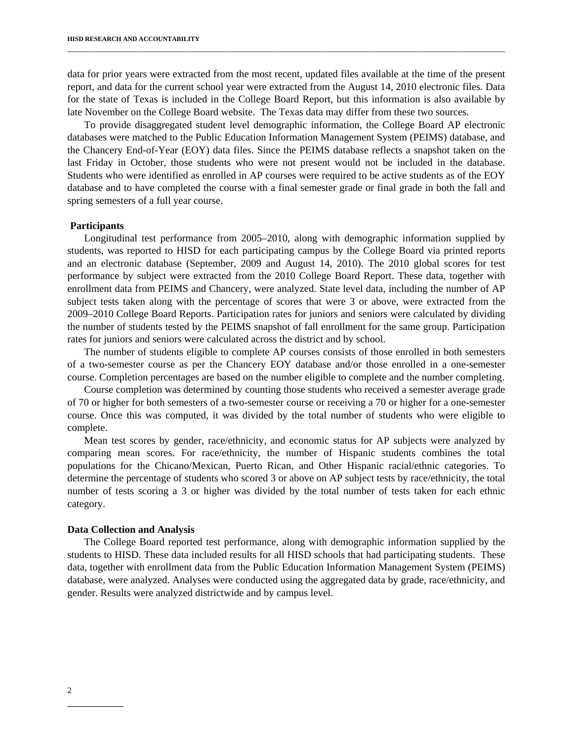data for prior years were extracted from the most recent, updated files available at the time of the present report, and data for the current school year were extracted from the August 14, 2010 electronic files. Data for the state of Texas is included in the College Board Report, but this information is also available by late November on the College Board website. The Texas data may differ from these two sources.

To provide disaggregated student level demographic information, the College Board AP electronic databases were matched to the Public Education Information Management System (PEIMS) database, and the Chancery End-of-Year (EOY) data files. Since the PEIMS database reflects a snapshot taken on the last Friday in October, those students who were not present would not be included in the database. Students who were identified as enrolled in AP courses were required to be active students as of the EOY database and to have completed the course with a final semester grade or final grade in both the fall and spring semesters of a full year course.

### Participants

Longitudinal test performance from 2005–2010, along with demographic information supplied by students, was reported to HISD for each participating campus by the College Board via printed reports and an electronic database (September, 2009 and August 14, 2010). The 2010 global scores for test performance by subject were extracted from the 2010 College Board Report. These data, together with enrollment data from PEIMS and Chancery, were analyzed. State level data, including the number of AP subject tests taken along with the percentage of scores that were 3 or above, were extracted from the 2009–2010 College Board Reports. Participation rates for juniors and seniors were calculated by dividing the number of students tested by the PEIMS snapshot of fall enrollment for the same group. Participation rates for juniors and seniors were calculated across the district and by school.

The number of students eligible to complete AP courses consists of those enrolled in both semesters of a two-semester course as per the Chancery EOY database and/or those enrolled in a one-semester course. Completion percentages are based on the number eligible to complete and the number completing.

Course completion was determined by counting those students who received a semester average grade of 70 or higher for both semesters of a two-semester course or receiving a 70 or higher for a one-semester course. Once this was computed, it was divided by the total number of students who were eligible to complete.

Mean test scores by gender, race/ethnicity, and economic status for AP subjects were analyzed by comparing mean scores. For race/ethnicity, the number of Hispanic students combines the total populations for the Chicano/Mexican, Puerto Rican, and Other Hispanic racial/ethnic categories. To determine the percentage of students who scored 3 or above on AP subject tests by race/ethnicity, the total number of tests scoring a 3 or higher was divided by the total number of tests taken for each ethnic category.

### Data Collection and Analysis

The College Board reported test performance, along with demographic information supplied by the students to HISD. These data included results for all HISD schools that had participating students. These data, together with enrollment data from the Public Education Information Management System (PEIMS) database, were analyzed. Analyses were conducted using the aggregated data by grade, race/ethnicity, and gender. Results were analyzed districtwide and by campus level.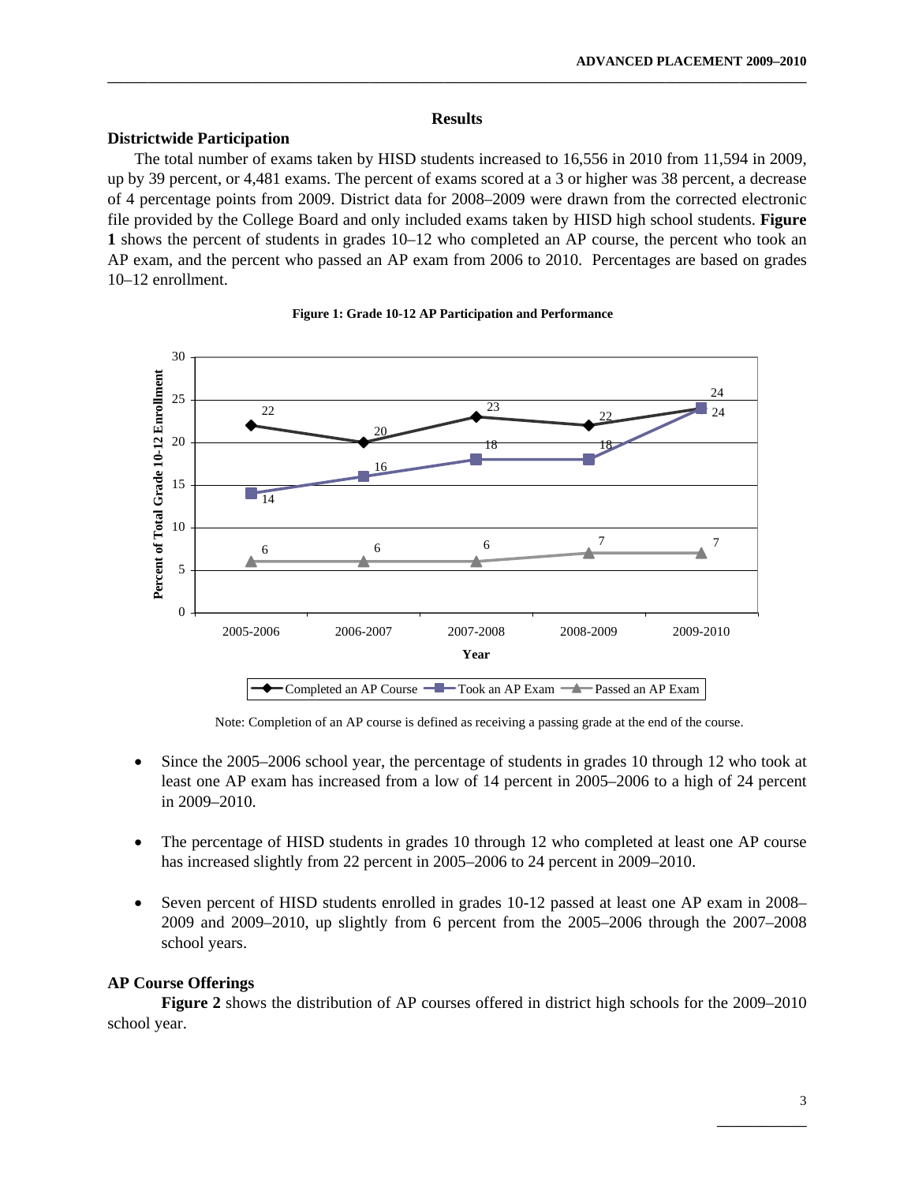## Results

### Districtwide Participation

The total number of exams taken by HISD students increased to 16,556 in 2010 from 11,594 in 2009, up by 39 percent, or 4,481 exams. The percent of exams scored at a 3 or higher was 38 percent, a decrease of 4 percentage points from 2009. District data for 2008–2009 were drawn from the corrected electronic file provided by the College Board and only included exams taken by HISD high school students. **Figure 1** shows the percent of students in grades 10–12 who completed an AP course, the percent who took an AP exam, and the percent who passed an AP exam from 2006 to 2010. Percentages are based on grades 10–12 enrollment.

**Figure 1: Grade 10-12 AP Participation and Performance**

| Year | Completed an AP Course | Took an AP Exam | Passed an AP Exam |
|---|---|---|---|
| 2005-2006 | 22 | 14 | 6 |
| 2006-2007 | 20 | 16 | 6 |
| 2007-2008 | 23 | 18 | 6 |
| 2008-2009 | 22 | 18 | 7 |
| 2009-2010 | 24 | 24 | 7 |

Note: Completion of an AP course is defined as receiving a passing grade at the end of the course.

- Since the 2005–2006 school year, the percentage of students in grades 10 through 12 who took at least one AP exam has increased from a low of 14 percent in 2005–2006 to a high of 24 percent in 2009–2010.
- The percentage of HISD students in grades 10 through 12 who completed at least one AP course has increased slightly from 22 percent in 2005–2006 to 24 percent in 2009–2010.
- Seven percent of HISD students enrolled in grades 10-12 passed at least one AP exam in 2008–2009 and 2009–2010, up slightly from 6 percent from the 2005–2006 through the 2007–2008 school years.

### AP Course Offerings

**Figure 2** shows the distribution of AP courses offered in district high schools for the 2009–2010 school year.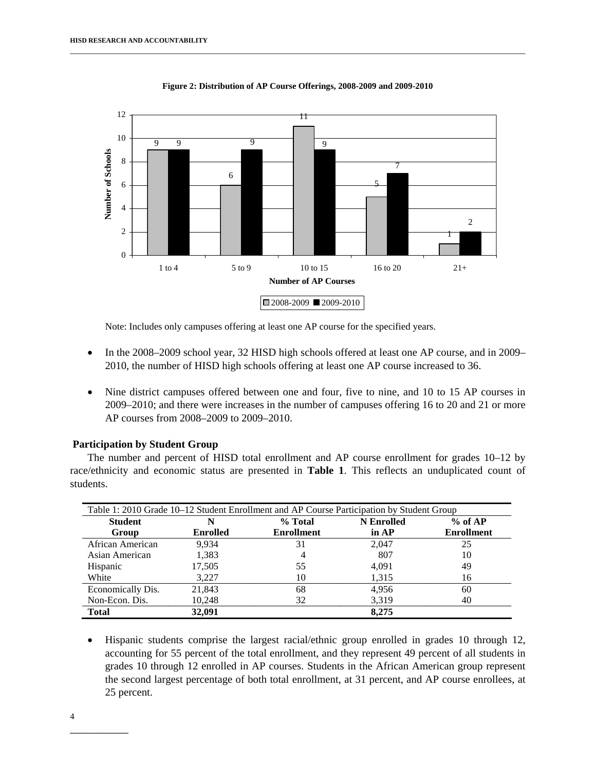**Figure 2: Distribution of AP Course Offerings, 2008-2009 and 2009-2010**

| Number of AP Courses | 2008-2009 | 2009-2010 |
|---|---|---|
| 1 to 4 | 9 | 9 |
| 5 to 9 | 6 | 9 |
| 10 to 15 | 11 | 9 |
| 16 to 20 | 5 | 7 |
| 21+ | 1 | 2 |

Note: Includes only campuses offering at least one AP course for the specified years.

- In the 2008–2009 school year, 32 HISD high schools offered at least one AP course, and in 2009–2010, the number of HISD high schools offering at least one AP course increased to 36.
- Nine district campuses offered between one and four, five to nine, and 10 to 15 AP courses in 2009–2010; and there were increases in the number of campuses offering 16 to 20 and 21 or more AP courses from 2008–2009 to 2009–2010.

## Participation by Student Group

The number and percent of HISD total enrollment and AP course enrollment for grades 10–12 by race/ethnicity and economic status are presented in **Table 1**. This reflects an unduplicated count of students.

Table 1: 2010 Grade 10–12 Student Enrollment and AP Course Participation by Student Group

| Student Group | N Enrolled | % Total Enrollment | N Enrolled in AP | % of AP Enrollment |
|---|---|---|---|---|
| African American | 9,934 | 31 | 2,047 | 25 |
| Asian American | 1,383 | 4 | 807 | 10 |
| Hispanic | 17,505 | 55 | 4,091 | 49 |
| White | 3,227 | 10 | 1,315 | 16 |
| Economically Dis. | 21,843 | 68 | 4,956 | 60 |
| Non-Econ. Dis. | 10,248 | 32 | 3,319 | 40 |
| **Total** | **32,091** | | **8,275** | |

- Hispanic students comprise the largest racial/ethnic group enrolled in grades 10 through 12, accounting for 55 percent of the total enrollment, and they represent 49 percent of all students in grades 10 through 12 enrolled in AP courses. Students in the African American group represent the second largest percentage of both total enrollment, at 31 percent, and AP course enrollees, at 25 percent.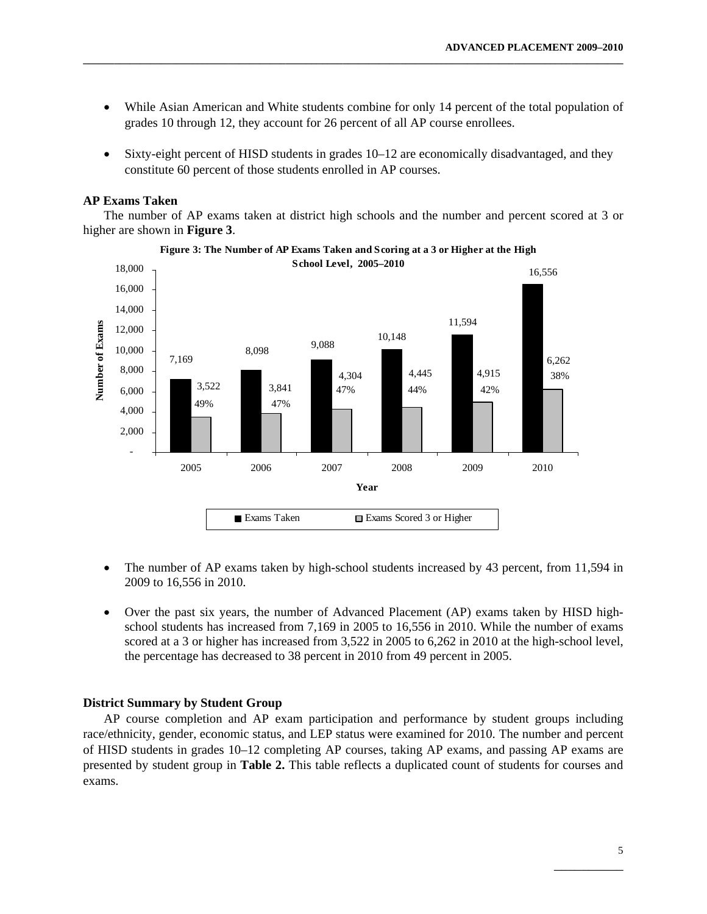- While Asian American and White students combine for only 14 percent of the total population of grades 10 through 12, they account for 26 percent of all AP course enrollees.

- Sixty-eight percent of HISD students in grades 10–12 are economically disadvantaged, and they constitute 60 percent of those students enrolled in AP courses.

### AP Exams Taken

The number of AP exams taken at district high schools and the number and percent scored at 3 or higher are shown in **Figure 3**.

**Figure 3: The Number of AP Exams Taken and Scoring at a 3 or Higher at the High School Level, 2005–2010**

| Year | Exams Taken | Exams Scored 3 or Higher | Percent |
|---|---|---|---|
| 2005 | 7,169 | 3,522 | 49% |
| 2006 | 8,098 | 3,841 | 47% |
| 2007 | 9,088 | 4,304 | 47% |
| 2008 | 10,148 | 4,445 | 44% |
| 2009 | 11,594 | 4,915 | 42% |
| 2010 | 16,556 | 6,262 | 38% |

- The number of AP exams taken by high-school students increased by 43 percent, from 11,594 in 2009 to 16,556 in 2010.

- Over the past six years, the number of Advanced Placement (AP) exams taken by HISD high-school students has increased from 7,169 in 2005 to 16,556 in 2010. While the number of exams scored at a 3 or higher has increased from 3,522 in 2005 to 6,262 in 2010 at the high-school level, the percentage has decreased to 38 percent in 2010 from 49 percent in 2005.

### District Summary by Student Group

AP course completion and AP exam participation and performance by student groups including race/ethnicity, gender, economic status, and LEP status were examined for 2010. The number and percent of HISD students in grades 10–12 completing AP courses, taking AP exams, and passing AP exams are presented by student group in **Table 2.** This table reflects a duplicated count of students for courses and exams.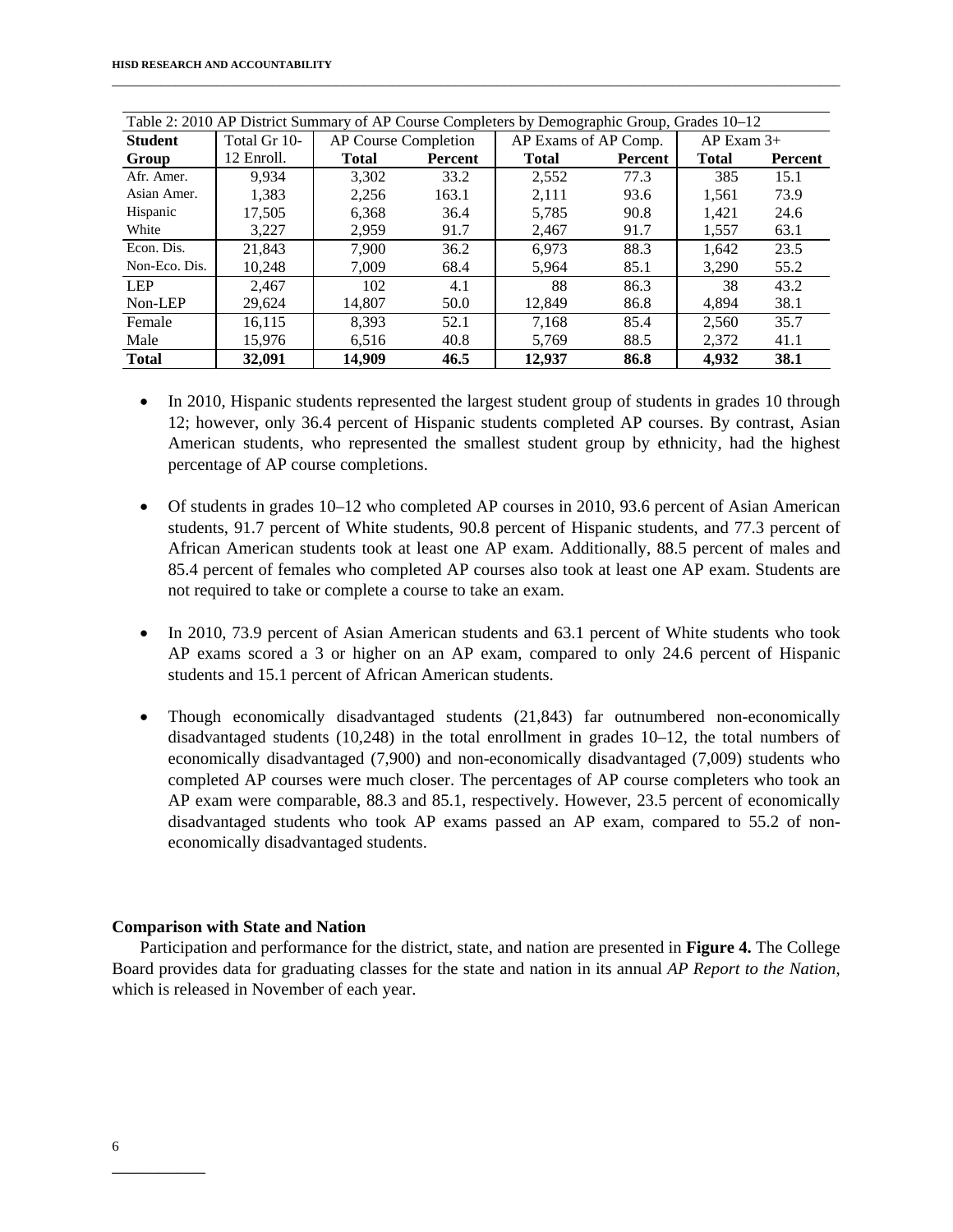Table 2: 2010 AP District Summary of AP Course Completers by Demographic Group, Grades 10–12

| Student Group | Total Gr 10-12 Enroll. | AP Course Completion | | AP Exams of AP Comp. | | AP Exam 3+ | |
|---|---|---|---|---|---|---|---|
| | | Total | Percent | Total | Percent | Total | Percent |
| Afr. Amer. | 9,934 | 3,302 | 33.2 | 2,552 | 77.3 | 385 | 15.1 |
| Asian Amer. | 1,383 | 2,256 | 163.1 | 2,111 | 93.6 | 1,561 | 73.9 |
| Hispanic | 17,505 | 6,368 | 36.4 | 5,785 | 90.8 | 1,421 | 24.6 |
| White | 3,227 | 2,959 | 91.7 | 2,467 | 91.7 | 1,557 | 63.1 |
| Econ. Dis. | 21,843 | 7,900 | 36.2 | 6,973 | 88.3 | 1,642 | 23.5 |
| Non-Eco. Dis. | 10,248 | 7,009 | 68.4 | 5,964 | 85.1 | 3,290 | 55.2 |
| LEP | 2,467 | 102 | 4.1 | 88 | 86.3 | 38 | 43.2 |
| Non-LEP | 29,624 | 14,807 | 50.0 | 12,849 | 86.8 | 4,894 | 38.1 |
| Female | 16,115 | 8,393 | 52.1 | 7,168 | 85.4 | 2,560 | 35.7 |
| Male | 15,976 | 6,516 | 40.8 | 5,769 | 88.5 | 2,372 | 41.1 |
| **Total** | **32,091** | **14,909** | **46.5** | **12,937** | **86.8** | **4,932** | **38.1** |

- In 2010, Hispanic students represented the largest student group of students in grades 10 through 12; however, only 36.4 percent of Hispanic students completed AP courses. By contrast, Asian American students, who represented the smallest student group by ethnicity, had the highest percentage of AP course completions.

- Of students in grades 10–12 who completed AP courses in 2010, 93.6 percent of Asian American students, 91.7 percent of White students, 90.8 percent of Hispanic students, and 77.3 percent of African American students took at least one AP exam. Additionally, 88.5 percent of males and 85.4 percent of females who completed AP courses also took at least one AP exam. Students are not required to take or complete a course to take an exam.

- In 2010, 73.9 percent of Asian American students and 63.1 percent of White students who took AP exams scored a 3 or higher on an AP exam, compared to only 24.6 percent of Hispanic students and 15.1 percent of African American students.

- Though economically disadvantaged students (21,843) far outnumbered non-economically disadvantaged students (10,248) in the total enrollment in grades 10–12, the total numbers of economically disadvantaged (7,900) and non-economically disadvantaged (7,009) students who completed AP courses were much closer. The percentages of AP course completers who took an AP exam were comparable, 88.3 and 85.1, respectively. However, 23.5 percent of economically disadvantaged students who took AP exams passed an AP exam, compared to 55.2 of non-economically disadvantaged students.

**Comparison with State and Nation**

Participation and performance for the district, state, and nation are presented in **Figure 4.** The College Board provides data for graduating classes for the state and nation in its annual *AP Report to the Nation*, which is released in November of each year.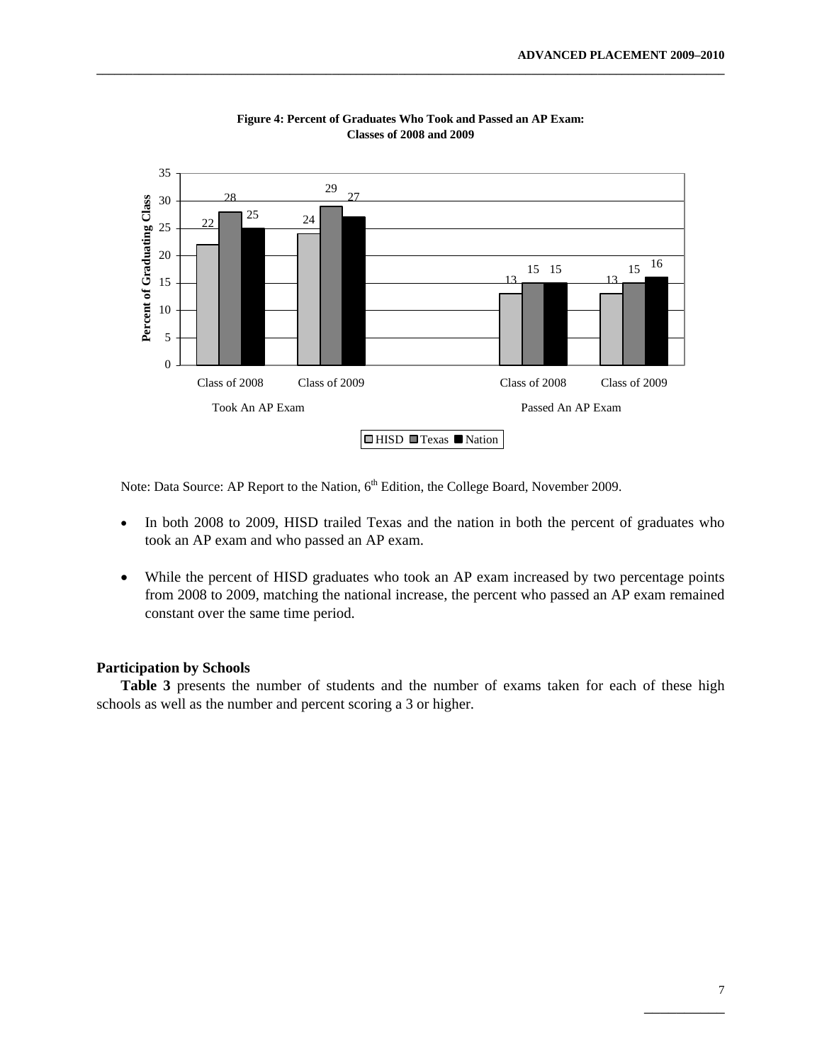**Figure 4: Percent of Graduates Who Took and Passed an AP Exam: Classes of 2008 and 2009**

| | Took An AP Exam | | Passed An AP Exam | |
|---|---|---|---|---|
| | Class of 2008 | Class of 2009 | Class of 2008 | Class of 2009 |
| HISD | 22 | 24 | 13 | 13 |
| Texas | 28 | 29 | 15 | 15 |
| Nation | 25 | 27 | 15 | 16 |

Note: Data Source: AP Report to the Nation, 6th Edition, the College Board, November 2009.

- In both 2008 to 2009, HISD trailed Texas and the nation in both the percent of graduates who took an AP exam and who passed an AP exam.
- While the percent of HISD graduates who took an AP exam increased by two percentage points from 2008 to 2009, matching the national increase, the percent who passed an AP exam remained constant over the same time period.

### Participation by Schools

**Table 3** presents the number of students and the number of exams taken for each of these high schools as well as the number and percent scoring a 3 or higher.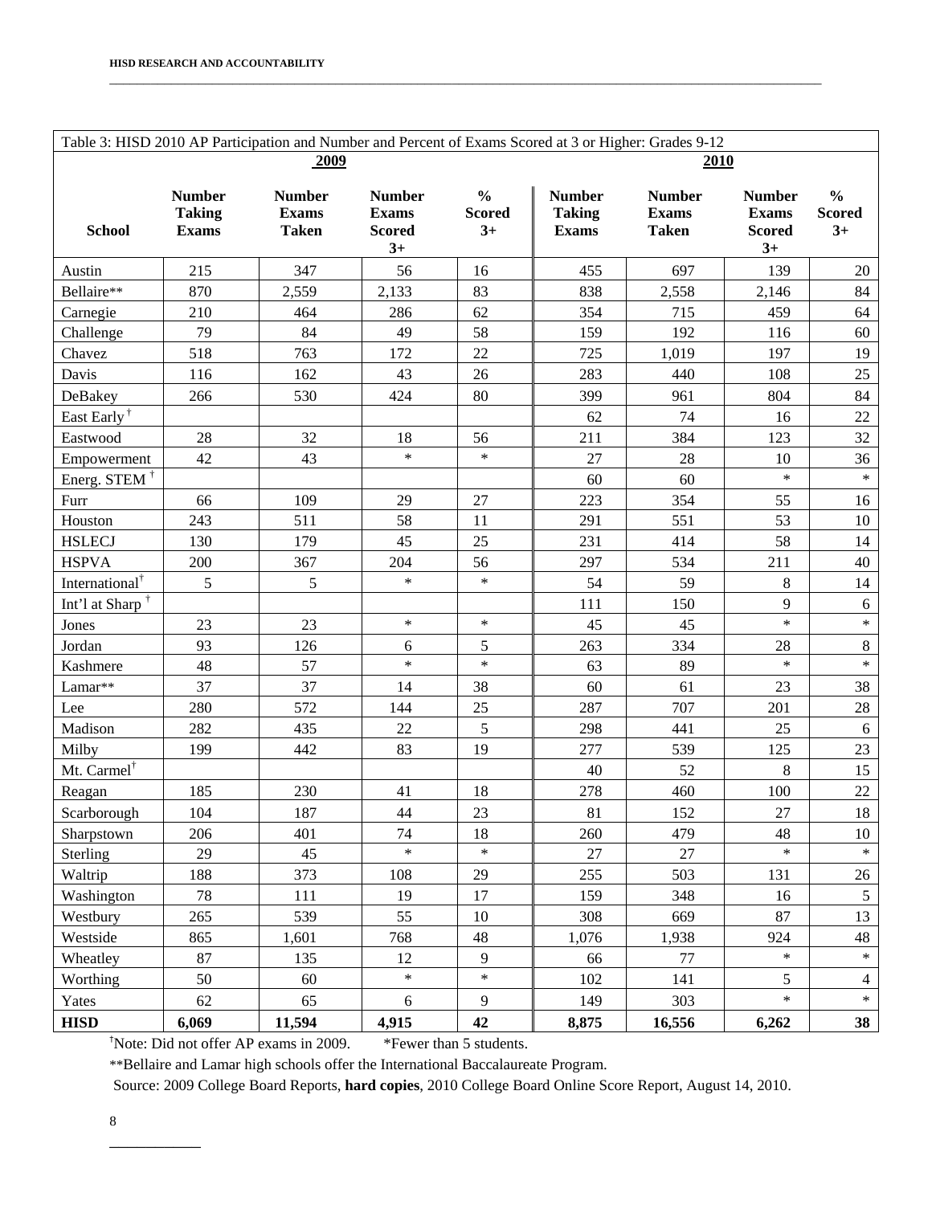Table 3: HISD 2010 AP Participation and Number and Percent of Exams Scored at 3 or Higher: Grades 9-12

| School | 2009 | | | | 2010 | | | |
|---|---|---|---|---|---|---|---|---|
| | **Number Taking Exams** | **Number Exams Taken** | **Number Exams Scored 3+** | **% Scored 3+** | **Number Taking Exams** | **Number Exams Taken** | **Number Exams Scored 3+** | **% Scored 3+** |
| Austin | 215 | 347 | 56 | 16 | 455 | 697 | 139 | 20 |
| Bellaire** | 870 | 2,559 | 2,133 | 83 | 838 | 2,558 | 2,146 | 84 |
| Carnegie | 210 | 464 | 286 | 62 | 354 | 715 | 459 | 64 |
| Challenge | 79 | 84 | 49 | 58 | 159 | 192 | 116 | 60 |
| Chavez | 518 | 763 | 172 | 22 | 725 | 1,019 | 197 | 19 |
| Davis | 116 | 162 | 43 | 26 | 283 | 440 | 108 | 25 |
| DeBakey | 266 | 530 | 424 | 80 | 399 | 961 | 804 | 84 |
| East Early† | | | | | 62 | 74 | 16 | 22 |
| Eastwood | 28 | 32 | 18 | 56 | 211 | 384 | 123 | 32 |
| Empowerment | 42 | 43 | * | * | 27 | 28 | 10 | 36 |
| Energ. STEM † | | | | | 60 | 60 | * | * |
| Furr | 66 | 109 | 29 | 27 | 223 | 354 | 55 | 16 |
| Houston | 243 | 511 | 58 | 11 | 291 | 551 | 53 | 10 |
| HSLECJ | 130 | 179 | 45 | 25 | 231 | 414 | 58 | 14 |
| HSPVA | 200 | 367 | 204 | 56 | 297 | 534 | 211 | 40 |
| International† | 5 | 5 | * | * | 54 | 59 | 8 | 14 |
| Int'l at Sharp † | | | | | 111 | 150 | 9 | 6 |
| Jones | 23 | 23 | * | * | 45 | 45 | * | * |
| Jordan | 93 | 126 | 6 | 5 | 263 | 334 | 28 | 8 |
| Kashmere | 48 | 57 | * | * | 63 | 89 | * | * |
| Lamar** | 37 | 37 | 14 | 38 | 60 | 61 | 23 | 38 |
| Lee | 280 | 572 | 144 | 25 | 287 | 707 | 201 | 28 |
| Madison | 282 | 435 | 22 | 5 | 298 | 441 | 25 | 6 |
| Milby | 199 | 442 | 83 | 19 | 277 | 539 | 125 | 23 |
| Mt. Carmel† | | | | | 40 | 52 | 8 | 15 |
| Reagan | 185 | 230 | 41 | 18 | 278 | 460 | 100 | 22 |
| Scarborough | 104 | 187 | 44 | 23 | 81 | 152 | 27 | 18 |
| Sharpstown | 206 | 401 | 74 | 18 | 260 | 479 | 48 | 10 |
| Sterling | 29 | 45 | * | * | 27 | 27 | * | * |
| Waltrip | 188 | 373 | 108 | 29 | 255 | 503 | 131 | 26 |
| Washington | 78 | 111 | 19 | 17 | 159 | 348 | 16 | 5 |
| Westbury | 265 | 539 | 55 | 10 | 308 | 669 | 87 | 13 |
| Westside | 865 | 1,601 | 768 | 48 | 1,076 | 1,938 | 924 | 48 |
| Wheatley | 87 | 135 | 12 | 9 | 66 | 77 | * | * |
| Worthing | 50 | 60 | * | * | 102 | 141 | 5 | 4 |
| Yates | 62 | 65 | 6 | 9 | 149 | 303 | * | * |
| **HISD** | **6,069** | **11,594** | **4,915** | **42** | **8,875** | **16,556** | **6,262** | **38** |

†Note: Did not offer AP exams in 2009. *Fewer than 5 students.

**Bellaire and Lamar high schools offer the International Baccalaureate Program.

Source: 2009 College Board Reports, **hard copies**, 2010 College Board Online Score Report, August 14, 2010.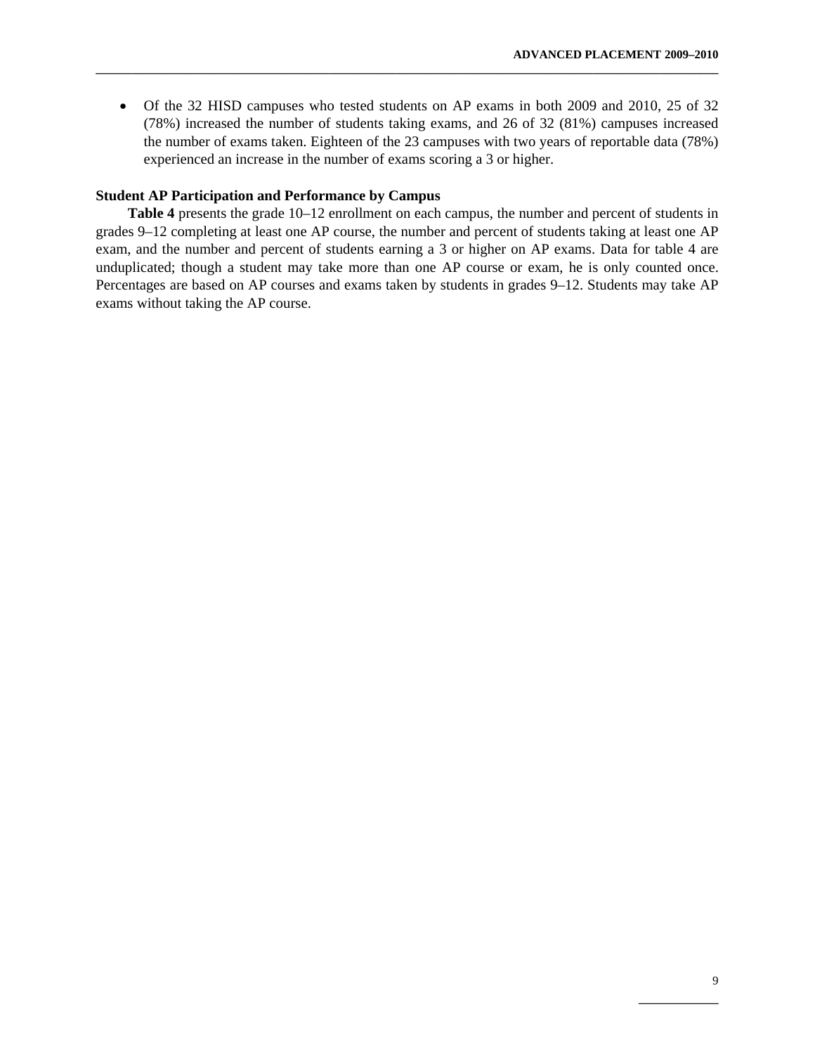- Of the 32 HISD campuses who tested students on AP exams in both 2009 and 2010, 25 of 32 (78%) increased the number of students taking exams, and 26 of 32 (81%) campuses increased the number of exams taken. Eighteen of the 23 campuses with two years of reportable data (78%) experienced an increase in the number of exams scoring a 3 or higher.

**Student AP Participation and Performance by Campus**

**Table 4** presents the grade 10–12 enrollment on each campus, the number and percent of students in grades 9–12 completing at least one AP course, the number and percent of students taking at least one AP exam, and the number and percent of students earning a 3 or higher on AP exams. Data for table 4 are unduplicated; though a student may take more than one AP course or exam, he is only counted once. Percentages are based on AP courses and exams taken by students in grades 9–12. Students may take AP exams without taking the AP course.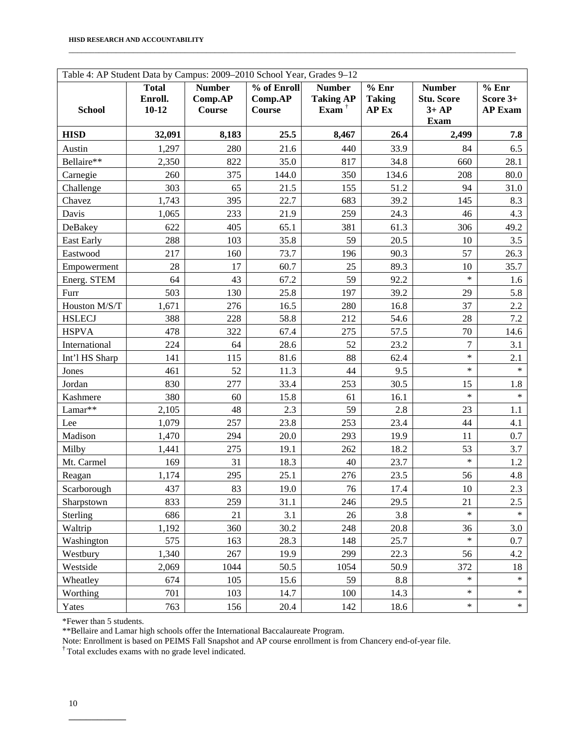Table 4: AP Student Data by Campus: 2009–2010 School Year, Grades 9–12

| School | Total Enroll. 10-12 | Number Comp.AP Course | % of Enroll Comp.AP Course | Number Taking AP Exam † | % Enr Taking AP Ex | Number Stu. Score 3+ AP Exam | % Enr Score 3+ AP Exam |
|---|---|---|---|---|---|---|---|
| **HISD** | **32,091** | **8,183** | **25.5** | **8,467** | **26.4** | **2,499** | **7.8** |
| Austin | 1,297 | 280 | 21.6 | 440 | 33.9 | 84 | 6.5 |
| Bellaire** | 2,350 | 822 | 35.0 | 817 | 34.8 | 660 | 28.1 |
| Carnegie | 260 | 375 | 144.0 | 350 | 134.6 | 208 | 80.0 |
| Challenge | 303 | 65 | 21.5 | 155 | 51.2 | 94 | 31.0 |
| Chavez | 1,743 | 395 | 22.7 | 683 | 39.2 | 145 | 8.3 |
| Davis | 1,065 | 233 | 21.9 | 259 | 24.3 | 46 | 4.3 |
| DeBakey | 622 | 405 | 65.1 | 381 | 61.3 | 306 | 49.2 |
| East Early | 288 | 103 | 35.8 | 59 | 20.5 | 10 | 3.5 |
| Eastwood | 217 | 160 | 73.7 | 196 | 90.3 | 57 | 26.3 |
| Empowerment | 28 | 17 | 60.7 | 25 | 89.3 | 10 | 35.7 |
| Energ. STEM | 64 | 43 | 67.2 | 59 | 92.2 | * | 1.6 |
| Furr | 503 | 130 | 25.8 | 197 | 39.2 | 29 | 5.8 |
| Houston M/S/T | 1,671 | 276 | 16.5 | 280 | 16.8 | 37 | 2.2 |
| HSLECJ | 388 | 228 | 58.8 | 212 | 54.6 | 28 | 7.2 |
| HSPVA | 478 | 322 | 67.4 | 275 | 57.5 | 70 | 14.6 |
| International | 224 | 64 | 28.6 | 52 | 23.2 | 7 | 3.1 |
| Int'l HS Sharp | 141 | 115 | 81.6 | 88 | 62.4 | * | 2.1 |
| Jones | 461 | 52 | 11.3 | 44 | 9.5 | * | * |
| Jordan | 830 | 277 | 33.4 | 253 | 30.5 | 15 | 1.8 |
| Kashmere | 380 | 60 | 15.8 | 61 | 16.1 | * | * |
| Lamar** | 2,105 | 48 | 2.3 | 59 | 2.8 | 23 | 1.1 |
| Lee | 1,079 | 257 | 23.8 | 253 | 23.4 | 44 | 4.1 |
| Madison | 1,470 | 294 | 20.0 | 293 | 19.9 | 11 | 0.7 |
| Milby | 1,441 | 275 | 19.1 | 262 | 18.2 | 53 | 3.7 |
| Mt. Carmel | 169 | 31 | 18.3 | 40 | 23.7 | * | 1.2 |
| Reagan | 1,174 | 295 | 25.1 | 276 | 23.5 | 56 | 4.8 |
| Scarborough | 437 | 83 | 19.0 | 76 | 17.4 | 10 | 2.3 |
| Sharpstown | 833 | 259 | 31.1 | 246 | 29.5 | 21 | 2.5 |
| Sterling | 686 | 21 | 3.1 | 26 | 3.8 | * | * |
| Waltrip | 1,192 | 360 | 30.2 | 248 | 20.8 | 36 | 3.0 |
| Washington | 575 | 163 | 28.3 | 148 | 25.7 | * | 0.7 |
| Westbury | 1,340 | 267 | 19.9 | 299 | 22.3 | 56 | 4.2 |
| Westside | 2,069 | 1044 | 50.5 | 1054 | 50.9 | 372 | 18 |
| Wheatley | 674 | 105 | 15.6 | 59 | 8.8 | * | * |
| Worthing | 701 | 103 | 14.7 | 100 | 14.3 | * | * |
| Yates | 763 | 156 | 20.4 | 142 | 18.6 | * | * |

*Fewer than 5 students.
**Bellaire and Lamar high schools offer the International Baccalaureate Program.
Note: Enrollment is based on PEIMS Fall Snapshot and AP course enrollment is from Chancery end-of-year file.
† Total excludes exams with no grade level indicated.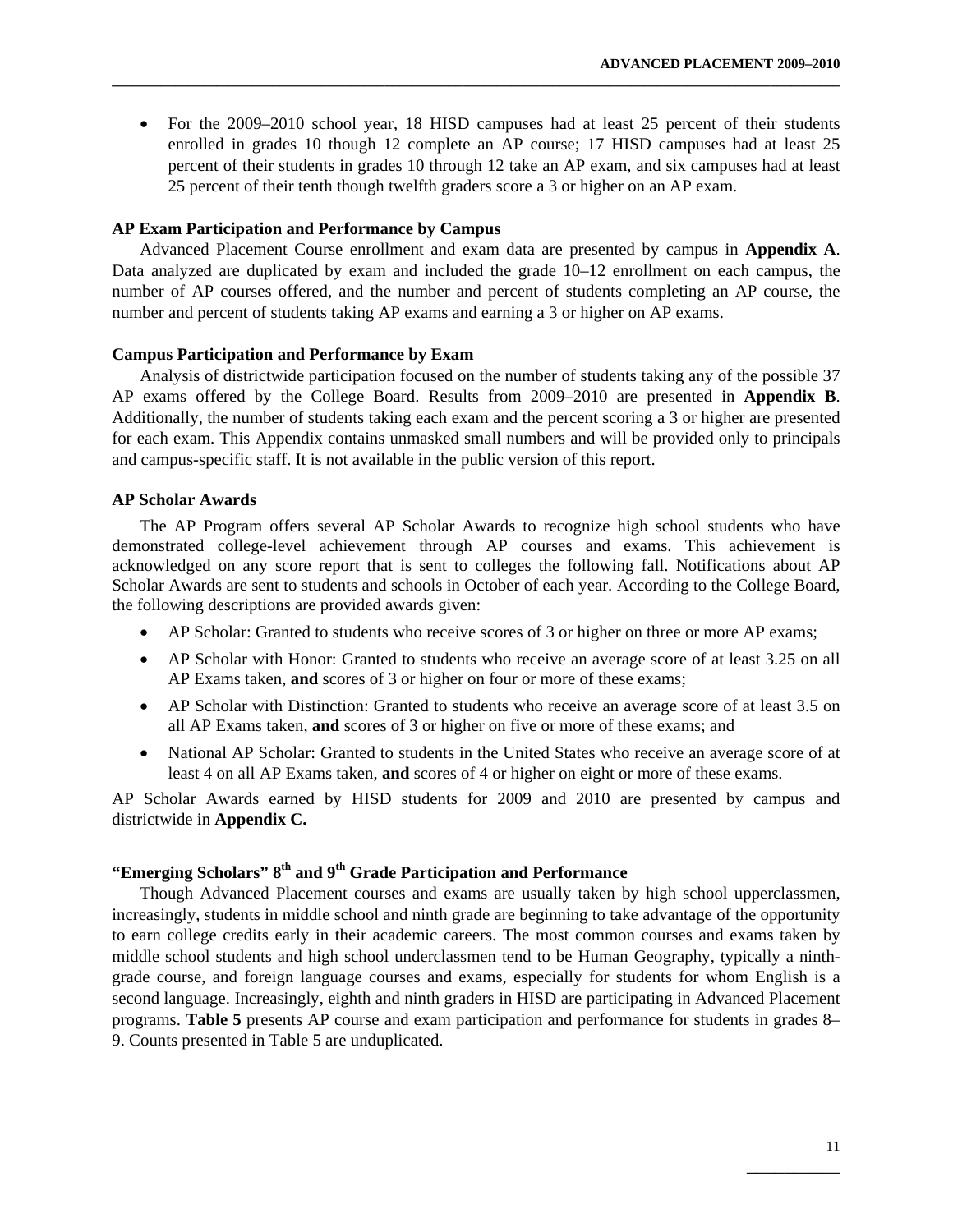- For the 2009–2010 school year, 18 HISD campuses had at least 25 percent of their students enrolled in grades 10 though 12 complete an AP course; 17 HISD campuses had at least 25 percent of their students in grades 10 through 12 take an AP exam, and six campuses had at least 25 percent of their tenth though twelfth graders score a 3 or higher on an AP exam.

**AP Exam Participation and Performance by Campus**

Advanced Placement Course enrollment and exam data are presented by campus in **Appendix A**. Data analyzed are duplicated by exam and included the grade 10–12 enrollment on each campus, the number of AP courses offered, and the number and percent of students completing an AP course, the number and percent of students taking AP exams and earning a 3 or higher on AP exams.

**Campus Participation and Performance by Exam**

Analysis of districtwide participation focused on the number of students taking any of the possible 37 AP exams offered by the College Board. Results from 2009–2010 are presented in **Appendix B**. Additionally, the number of students taking each exam and the percent scoring a 3 or higher are presented for each exam. This Appendix contains unmasked small numbers and will be provided only to principals and campus-specific staff. It is not available in the public version of this report.

**AP Scholar Awards**

The AP Program offers several AP Scholar Awards to recognize high school students who have demonstrated college-level achievement through AP courses and exams. This achievement is acknowledged on any score report that is sent to colleges the following fall. Notifications about AP Scholar Awards are sent to students and schools in October of each year. According to the College Board, the following descriptions are provided awards given:

- AP Scholar: Granted to students who receive scores of 3 or higher on three or more AP exams;
- AP Scholar with Honor: Granted to students who receive an average score of at least 3.25 on all AP Exams taken, **and** scores of 3 or higher on four or more of these exams;
- AP Scholar with Distinction: Granted to students who receive an average score of at least 3.5 on all AP Exams taken, **and** scores of 3 or higher on five or more of these exams; and
- National AP Scholar: Granted to students in the United States who receive an average score of at least 4 on all AP Exams taken, **and** scores of 4 or higher on eight or more of these exams.

AP Scholar Awards earned by HISD students for 2009 and 2010 are presented by campus and districtwide in **Appendix C.**

**"Emerging Scholars" 8th and 9th Grade Participation and Performance**

Though Advanced Placement courses and exams are usually taken by high school upperclassmen, increasingly, students in middle school and ninth grade are beginning to take advantage of the opportunity to earn college credits early in their academic careers. The most common courses and exams taken by middle school students and high school underclassmen tend to be Human Geography, typically a ninth-grade course, and foreign language courses and exams, especially for students for whom English is a second language. Increasingly, eighth and ninth graders in HISD are participating in Advanced Placement programs. **Table 5** presents AP course and exam participation and performance for students in grades 8–9. Counts presented in Table 5 are unduplicated.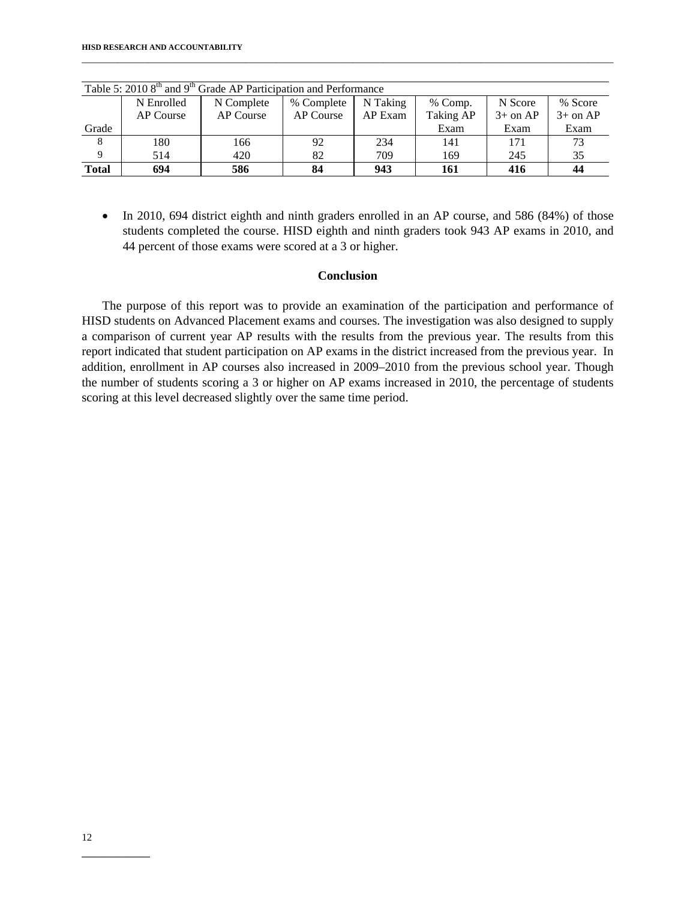Table 5: 2010 8th and 9th Grade AP Participation and Performance

| Grade | N Enrolled AP Course | N Complete AP Course | % Complete AP Course | N Taking AP Exam | % Comp. Taking AP Exam | N Score 3+ on AP Exam | % Score 3+ on AP Exam |
|---|---|---|---|---|---|---|---|
| 8 | 180 | 166 | 92 | 234 | 141 | 171 | 73 |
| 9 | 514 | 420 | 82 | 709 | 169 | 245 | 35 |
| **Total** | **694** | **586** | **84** | **943** | **161** | **416** | **44** |

- In 2010, 694 district eighth and ninth graders enrolled in an AP course, and 586 (84%) of those students completed the course. HISD eighth and ninth graders took 943 AP exams in 2010, and 44 percent of those exams were scored at a 3 or higher.

## Conclusion

The purpose of this report was to provide an examination of the participation and performance of HISD students on Advanced Placement exams and courses. The investigation was also designed to supply a comparison of current year AP results with the results from the previous year. The results from this report indicated that student participation on AP exams in the district increased from the previous year. In addition, enrollment in AP courses also increased in 2009–2010 from the previous school year. Though the number of students scoring a 3 or higher on AP exams increased in 2010, the percentage of students scoring at this level decreased slightly over the same time period.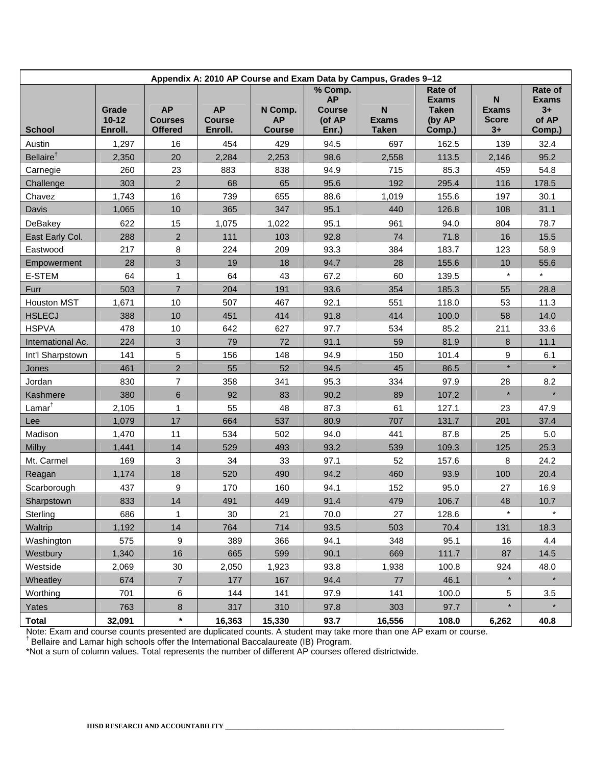**Appendix A: 2010 AP Course and Exam Data by Campus, Grades 9–12**

| School | Grade 10-12 Enroll. | AP Courses Offered | AP Course Enroll. | N Comp. AP Course | % Comp. AP Course (of AP Enr.) | N Exams Taken | Rate of Exams Taken (by AP Comp.) | N Exams Score 3+ | Rate of Exams 3+ of AP Comp.) |
|---|---|---|---|---|---|---|---|---|---|
| Austin | 1,297 | 16 | 454 | 429 | 94.5 | 697 | 162.5 | 139 | 32.4 |
| Bellaire† | 2,350 | 20 | 2,284 | 2,253 | 98.6 | 2,558 | 113.5 | 2,146 | 95.2 |
| Carnegie | 260 | 23 | 883 | 838 | 94.9 | 715 | 85.3 | 459 | 54.8 |
| Challenge | 303 | 2 | 68 | 65 | 95.6 | 192 | 295.4 | 116 | 178.5 |
| Chavez | 1,743 | 16 | 739 | 655 | 88.6 | 1,019 | 155.6 | 197 | 30.1 |
| Davis | 1,065 | 10 | 365 | 347 | 95.1 | 440 | 126.8 | 108 | 31.1 |
| DeBakey | 622 | 15 | 1,075 | 1,022 | 95.1 | 961 | 94.0 | 804 | 78.7 |
| East Early Col. | 288 | 2 | 111 | 103 | 92.8 | 74 | 71.8 | 16 | 15.5 |
| Eastwood | 217 | 8 | 224 | 209 | 93.3 | 384 | 183.7 | 123 | 58.9 |
| Empowerment | 28 | 3 | 19 | 18 | 94.7 | 28 | 155.6 | 10 | 55.6 |
| E-STEM | 64 | 1 | 64 | 43 | 67.2 | 60 | 139.5 | * | * |
| Furr | 503 | 7 | 204 | 191 | 93.6 | 354 | 185.3 | 55 | 28.8 |
| Houston MST | 1,671 | 10 | 507 | 467 | 92.1 | 551 | 118.0 | 53 | 11.3 |
| HSLECJ | 388 | 10 | 451 | 414 | 91.8 | 414 | 100.0 | 58 | 14.0 |
| HSPVA | 478 | 10 | 642 | 627 | 97.7 | 534 | 85.2 | 211 | 33.6 |
| International Ac. | 224 | 3 | 79 | 72 | 91.1 | 59 | 81.9 | 8 | 11.1 |
| Int'l Sharpstown | 141 | 5 | 156 | 148 | 94.9 | 150 | 101.4 | 9 | 6.1 |
| Jones | 461 | 2 | 55 | 52 | 94.5 | 45 | 86.5 | * | * |
| Jordan | 830 | 7 | 358 | 341 | 95.3 | 334 | 97.9 | 28 | 8.2 |
| Kashmere | 380 | 6 | 92 | 83 | 90.2 | 89 | 107.2 | * | * |
| Lamar† | 2,105 | 1 | 55 | 48 | 87.3 | 61 | 127.1 | 23 | 47.9 |
| Lee | 1,079 | 17 | 664 | 537 | 80.9 | 707 | 131.7 | 201 | 37.4 |
| Madison | 1,470 | 11 | 534 | 502 | 94.0 | 441 | 87.8 | 25 | 5.0 |
| Milby | 1,441 | 14 | 529 | 493 | 93.2 | 539 | 109.3 | 125 | 25.3 |
| Mt. Carmel | 169 | 3 | 34 | 33 | 97.1 | 52 | 157.6 | 8 | 24.2 |
| Reagan | 1,174 | 18 | 520 | 490 | 94.2 | 460 | 93.9 | 100 | 20.4 |
| Scarborough | 437 | 9 | 170 | 160 | 94.1 | 152 | 95.0 | 27 | 16.9 |
| Sharpstown | 833 | 14 | 491 | 449 | 91.4 | 479 | 106.7 | 48 | 10.7 |
| Sterling | 686 | 1 | 30 | 21 | 70.0 | 27 | 128.6 | * | * |
| Waltrip | 1,192 | 14 | 764 | 714 | 93.5 | 503 | 70.4 | 131 | 18.3 |
| Washington | 575 | 9 | 389 | 366 | 94.1 | 348 | 95.1 | 16 | 4.4 |
| Westbury | 1,340 | 16 | 665 | 599 | 90.1 | 669 | 111.7 | 87 | 14.5 |
| Westside | 2,069 | 30 | 2,050 | 1,923 | 93.8 | 1,938 | 100.8 | 924 | 48.0 |
| Wheatley | 674 | 7 | 177 | 167 | 94.4 | 77 | 46.1 | * | * |
| Worthing | 701 | 6 | 144 | 141 | 97.9 | 141 | 100.0 | 5 | 3.5 |
| Yates | 763 | 8 | 317 | 310 | 97.8 | 303 | 97.7 | * | * |
| **Total** | **32,091** | ***** | **16,363** | **15,330** | **93.7** | **16,556** | **108.0** | **6,262** | **40.8** |

Note: Exam and course counts presented are duplicated counts. A student may take more than one AP exam or course.
† Bellaire and Lamar high schools offer the International Baccalaureate (IB) Program.
*Not a sum of column values. Total represents the number of different AP courses offered districtwide.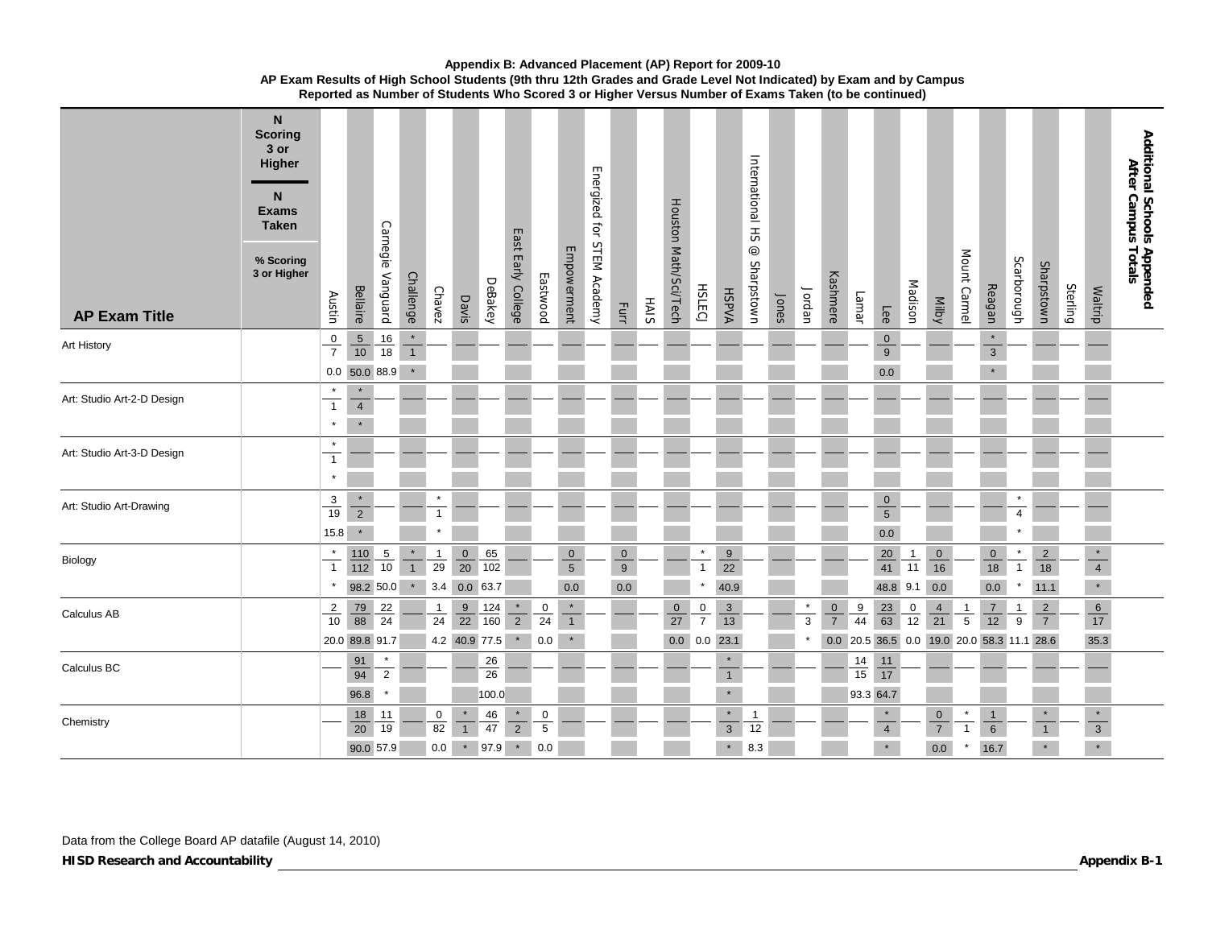**Appendix B: Advanced Placement (AP) Report for 2009-10**
**AP Exam Results of High School Students (9th thru 12th Grades and Grade Level Not Indicated) by Exam and by Campus**
**Reported as Number of Students Who Scored 3 or Higher Versus Number of Exams Taken (to be continued)**

*Additional Schools Appended After Campus Totals*

| AP Exam Title | Measure | Austin | Bellaire | Carnegie Vanguard | Challenge | Chavez | Davis | DeBakey | East Early College | Eastwood | Empowerment | Energized for STEM Academy | Furr | HAIS | Houston Math/Sci/Tech | HSLECJ | HSPVA | International HS @ Sharpstown | Jones | Jordan | Kashmere | Lamar | Lee | Madison | Milby | Mount Carmel | Reagan | Scarborough | Sharpstown | Sterling | Waltrip |
|---|---|---|---|---|---|---|---|---|---|---|---|---|---|---|---|---|---|---|---|---|---|---|---|---|---|---|---|---|---|---|---|
| Art History | N Scoring 3 or Higher | 0 | 5 | 16 | * | | | | | | | | | | | | | | | | | | 0 | | | | * | | | | |
| | N Exams Taken | 7 | 10 | 18 | 1 | | | | | | | | | | | | | | | | | | 9 | | | | 3 | | | | |
| | % Scoring 3 or Higher | 0.0 | 50.0 | 88.9 | * | | | | | | | | | | | | | | | | | | 0.0 | | | | * | | | | |
| Art: Studio Art-2-D Design | N Scoring 3 or Higher | * | * | | | | | | | | | | | | | | | | | | | | | | | | | | | | |
| | N Exams Taken | 1 | 4 | | | | | | | | | | | | | | | | | | | | | | | | | | | | |
| | % Scoring 3 or Higher | * | * | | | | | | | | | | | | | | | | | | | | | | | | | | | | |
| Art: Studio Art-3-D Design | N Scoring 3 or Higher | * | | | | | | | | | | | | | | | | | | | | | | | | | | | | | |
| | N Exams Taken | 1 | | | | | | | | | | | | | | | | | | | | | | | | | | | | | |
| | % Scoring 3 or Higher | * | | | | | | | | | | | | | | | | | | | | | | | | | | | | | |
| Art: Studio Art-Drawing | N Scoring 3 or Higher | 3 | * | | | * | | | | | | | | | | | | | | | | | 0 | | | | | * | | | |
| | N Exams Taken | 19 | 2 | | | 1 | | | | | | | | | | | | | | | | | 5 | | | | | 4 | | | |
| | % Scoring 3 or Higher | 15.8 | * | | | * | | | | | | | | | | | | | | | | | 0.0 | | | | | * | | | |
| Biology | N Scoring 3 or Higher | * | 110 | 5 | * | 1 | 0 | 65 | | | 0 | | 0 | | | * | 9 | | | | | | 20 | 1 | 0 | | 0 | * | 2 | | * |
| | N Exams Taken | 1 | 112 | 10 | 1 | 29 | 20 | 102 | | | 5 | | 9 | | | 1 | 22 | | | | | | 41 | 11 | 16 | | 18 | 1 | 18 | | 4 |
| | % Scoring 3 or Higher | * | 98.2 | 50.0 | * | 3.4 | 0.0 | 63.7 | | | 0.0 | | 0.0 | | | * | 40.9 | | | | | | 48.8 | 9.1 | 0.0 | | 0.0 | * | 11.1 | | * |
| Calculus AB | N Scoring 3 or Higher | 2 | 79 | 22 | | 1 | 9 | 124 | * | 0 | * | | | | 0 | 0 | 3 | | | * | 0 | 9 | 23 | 0 | 4 | 1 | 7 | 1 | 2 | | 6 |
| | N Exams Taken | 10 | 88 | 24 | | 24 | 22 | 160 | 2 | 24 | 1 | | | | 27 | 7 | 13 | | | 3 | 7 | 44 | 63 | 12 | 21 | 5 | 12 | 9 | 7 | | 17 |
| | % Scoring 3 or Higher | 20.0 | 89.8 | 91.7 | | 4.2 | 40.9 | 77.5 | * | 0.0 | * | | | | 0.0 | 0.0 | 23.1 | | | * | 0.0 | 20.5 | 36.5 | 0.0 | 19.0 | 20.0 | 58.3 | 11.1 | 28.6 | | 35.3 |
| Calculus BC | N Scoring 3 or Higher | | 91 | * | | | | 26 | | | | | | | | | * | | | | | 14 | 11 | | | | | | | | |
| | N Exams Taken | | 94 | 2 | | | | 26 | | | | | | | | | 1 | | | | | 15 | 17 | | | | | | | | |
| | % Scoring 3 or Higher | | 96.8 | * | | | | 100.0 | | | | | | | | | * | | | | | 93.3 | 64.7 | | | | | | | | |
| Chemistry | N Scoring 3 or Higher | | 18 | 11 | | 0 | * | 46 | * | 0 | | | | | | | * | 1 | | | | | * | | 0 | * | 1 | | * | | * |
| | N Exams Taken | | 20 | 19 | | 82 | 1 | 47 | 2 | 5 | | | | | | | 3 | 12 | | | | | 4 | | 7 | 1 | 6 | | 1 | | 3 |
| | % Scoring 3 or Higher | | 90.0 | 57.9 | | 0.0 | * | 97.9 | * | 0.0 | | | | | | | * | 8.3 | | | | | * | | 0.0 | * | 16.7 | | * | | * |

Data from the College Board AP datafile (August 14, 2010)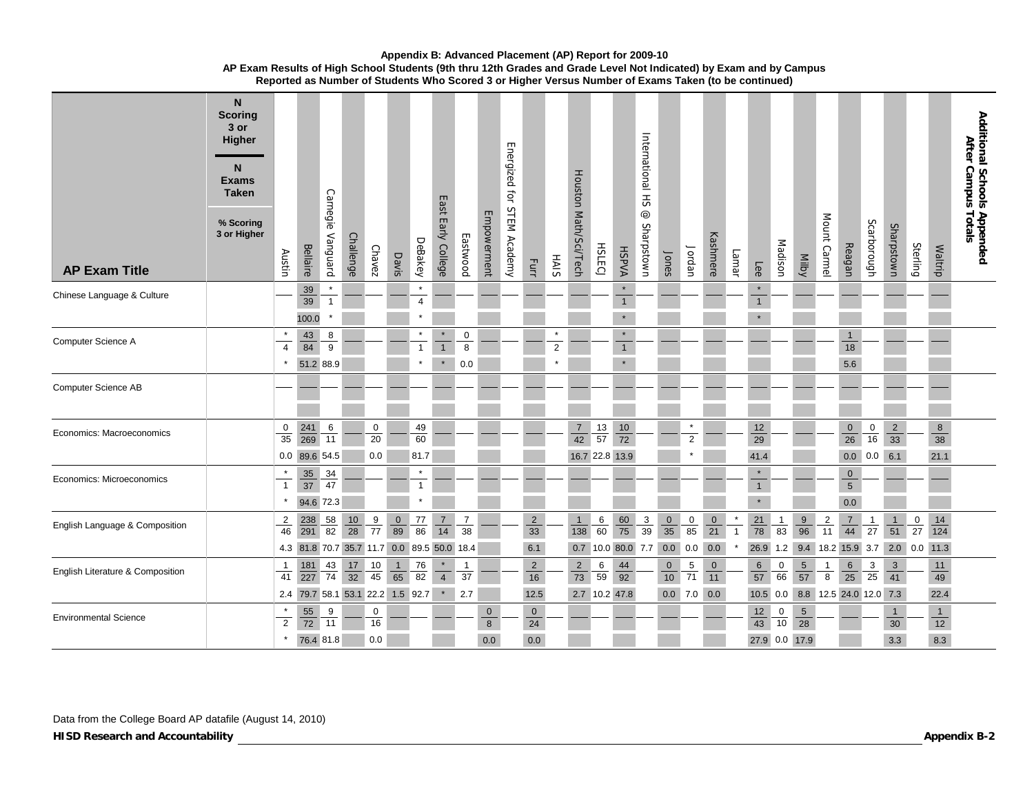**Appendix B: Advanced Placement (AP) Report for 2009-10**
**AP Exam Results of High School Students (9th thru 12th Grades and Grade Level Not Indicated) by Exam and by Campus**
**Reported as Number of Students Who Scored 3 or Higher Versus Number of Exams Taken (to be continued)**

Cell format: N Scoring 3 or Higher / N Exams Taken (% Scoring 3 or Higher)

| AP Exam Title | Austin | Bellaire | Carnegie Vanguard | Challenge | Chavez | Davis | DeBakey | East Early College | Eastwood | Empowerment | Energized for STEM Academy | Furr | HAIS | Houston Math/Sci/Tech | HSLECJ | HSPVA | International HS @ Sharpstown | Jones | Jordan | Kashmere | Lamar | Lee | Madison | Milby | Mount Carmel | Reagan | Scarborough | Sharpstown | Sterling | Waltrip | Additional Schools Appended After Campus Totals |
|---|---|---|---|---|---|---|---|---|---|---|---|---|---|---|---|---|---|---|---|---|---|---|---|---|---|---|---|---|---|---|---|
| Chinese Language & Culture | | 39/39 (100.0) | */1 (*) | | | | */4 (*) | | | | | | | | | */1 (*) | | | | | | */1 (*) | | | | | | | | | |
| Computer Science A | */4 (*) | 43/84 (51.2) | 8/9 (88.9) | | | | */1 (*) | */1 (*) | 0/8 (0.0) | | | | */2 (*) | | | */1 (*) | | | | | | | | | | 1/18 (5.6) | | | | | |
| Computer Science AB | | | | | | | | | | | | | | | | | | | | | | | | | | | | | | | |
| Economics: Macroeconomics | 0/35 (0.0) | 241/269 (89.6) | 6/11 (54.5) | | 0/20 (0.0) | | 49/60 (81.7) | | | | | | | 7/42 (16.7) | 13/57 (22.8) | 10/72 (13.9) | | | */2 (*) | | | 12/29 (41.4) | | | | 0/26 (0.0) | 0/16 (0.0) | 2/33 (6.1) | | 8/38 (21.1) | |
| Economics: Microeconomics | */1 (*) | 35/37 (94.6) | 34/47 (72.3) | | | | */1 (*) | | | | | | | | | | | | | | | */1 (*) | | | | 0/5 (0.0) | | | | | |
| English Language & Composition | 2/46 (4.3) | 238/291 (81.8) | 58/82 (70.7) | 10/28 (35.7) | 9/77 (11.7) | 0/89 (0.0) | 77/86 (89.5) | 7/14 (50.0) | 7/38 (18.4) | | | 2/33 (6.1) | | 1/138 (0.7) | 6/60 (10.0) | 60/75 (80.0) | 3/39 (7.7) | 0/35 (0.0) | 0/85 (0.0) | 0/21 (0.0) | */1 (*) | 21/78 (26.9) | 1/83 (1.2) | 9/96 (9.4) | 2/11 (18.2) | 7/44 (15.9) | 1/27 (3.7) | 1/51 (2.0) | 0/27 (0.0) | 14/124 (11.3) | |
| English Literature & Composition | 1/41 (2.4) | 181/227 (79.7) | 43/74 (58.1) | 17/32 (53.1) | 10/45 (22.2) | 1/65 (1.5) | 76/82 (92.7) | */4 (*) | 1/37 (2.7) | | | 2/16 (12.5) | | 2/73 (2.7) | 6/59 (10.2) | 44/92 (47.8) | | 0/10 (0.0) | 5/71 (7.0) | 0/11 (0.0) | | 6/57 (10.5) | 0/66 (0.0) | 5/57 (8.8) | 1/8 (12.5) | 6/25 (24.0) | 3/25 (12.0) | 3/41 (7.3) | | 11/49 (22.4) | |
| Environmental Science | */2 (*) | 55/72 (76.4) | 9/11 (81.8) | | 0/16 (0.0) | | | | | 0/8 (0.0) | | 0/24 (0.0) | | | | | | | | | | 12/43 (27.9) | 0/10 (0.0) | 5/28 (17.9) | | | | 1/30 (3.3) | | 1/12 (8.3) | |

Data from the College Board AP datafile (August 14, 2010)

**HISD Research and Accountability**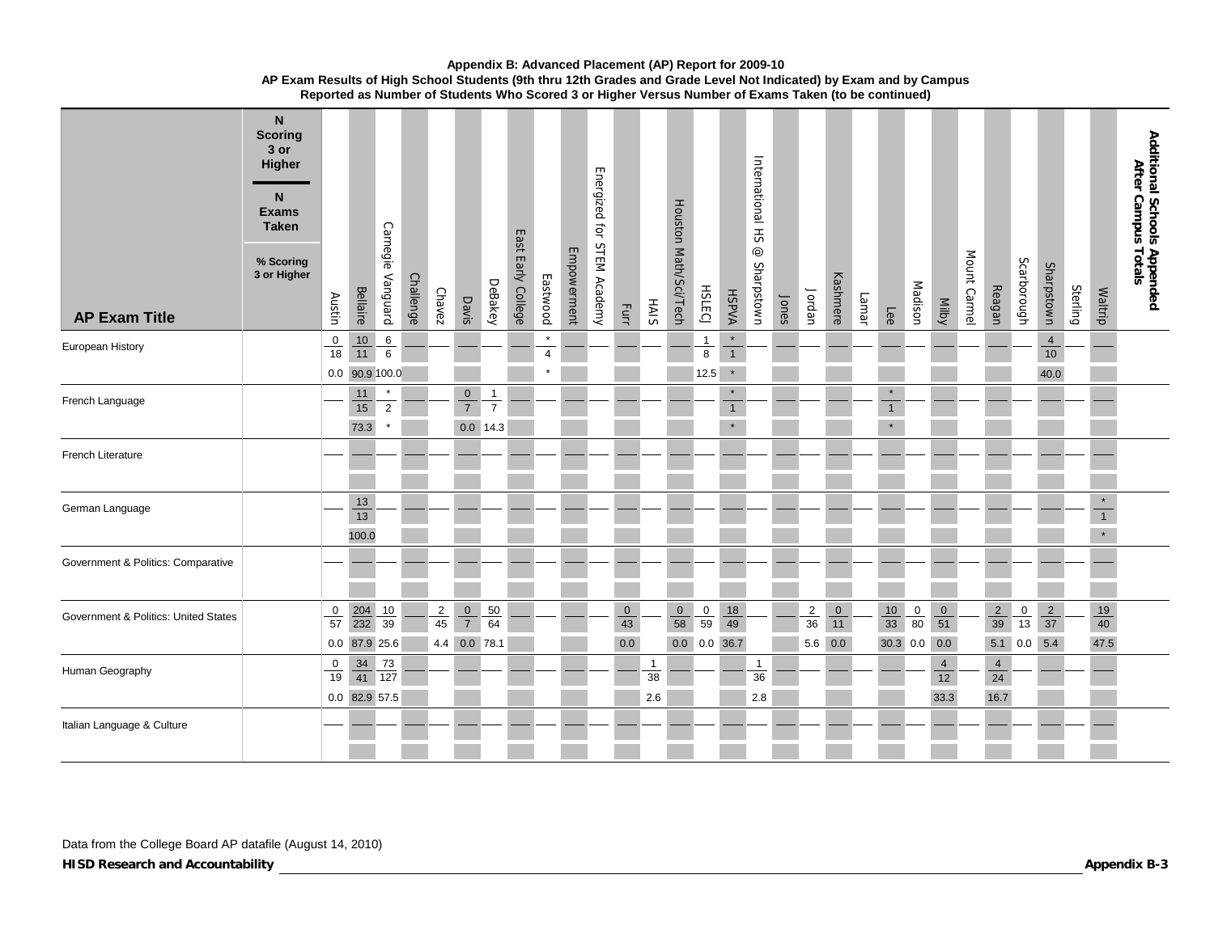**Appendix B: Advanced Placement (AP) Report for 2009-10**
**AP Exam Results of High School Students (9th thru 12th Grades and Grade Level Not Indicated) by Exam and by Campus**
**Reported as Number of Students Who Scored 3 or Higher Versus Number of Exams Taken (to be continued)**

Cell format: N Scoring 3 or Higher / N Exams Taken (% Scoring 3 or Higher)

| AP Exam Title | Austin | Bellaire | Carnegie Vanguard | Challenge | Chavez | Davis | DeBakey | East Early College | Eastwood | Empowerment | Energized for STEM Academy | Furr | HAIS | Houston Math/Sci/Tech | HSLECJ | HSPVA | International HS @ Sharpstown | Jones | Jordan | Kashmere | Lamar | Lee | Madison | Milby | Mount Carmel | Reagan | Scarborough | Sharpstown | Sterling | Waltrip | Additional Schools Appended After Campus Totals |
|---|---|---|---|---|---|---|---|---|---|---|---|---|---|---|---|---|---|---|---|---|---|---|---|---|---|---|---|---|---|---|---|
| European History | 0/18 (0.0) | 10/11 (90.9) | 6/6 (100.0) | | | | | | */4 (*) | | | | | | 1/8 (12.5) | */1 (*) | | | | | | | | | | | | 4/10 (40.0) | | | |
| French Language | | 11/15 (73.3) | */2 (*) | | | 0/7 (0.0) | 1/7 (14.3) | | | | | | | | | */1 (*) | | | | | | */1 (*) | | | | | | | | | |
| French Literature | | | | | | | | | | | | | | | | | | | | | | | | | | | | | | | |
| German Language | | 13/13 (100.0) | | | | | | | | | | | | | | | | | | | | | | | | | | | | */1 (*) | |
| Government & Politics: Comparative | | | | | | | | | | | | | | | | | | | | | | | | | | | | | | | |
| Government & Politics: United States | 0/57 (0.0) | 204/232 (87.9) | 10/39 (25.6) | | 2/45 (4.4) | 0/7 (0.0) | 50/64 (78.1) | | | | | 0/43 (0.0) | | 0/58 (0.0) | 0/59 (0.0) | 18/49 (36.7) | | | 2/36 (5.6) | 0/11 (0.0) | | 10/33 (30.3) | 0/80 (0.0) | 0/51 (0.0) | | 2/39 (5.1) | 0/13 (0.0) | 2/37 (5.4) | | 19/40 (47.5) | |
| Human Geography | 0/19 (0.0) | 34/41 (82.9) | 73/127 (57.5) | | | | | | | | | | 1/38 (2.6) | | | | 1/36 (2.8) | | | | | | | 4/12 (33.3) | | 4/24 (16.7) | | | | | |
| Italian Language & Culture | | | | | | | | | | | | | | | | | | | | | | | | | | | | | | | |

Data from the College Board AP datafile (August 14, 2010)

**HISD Research and Accountability**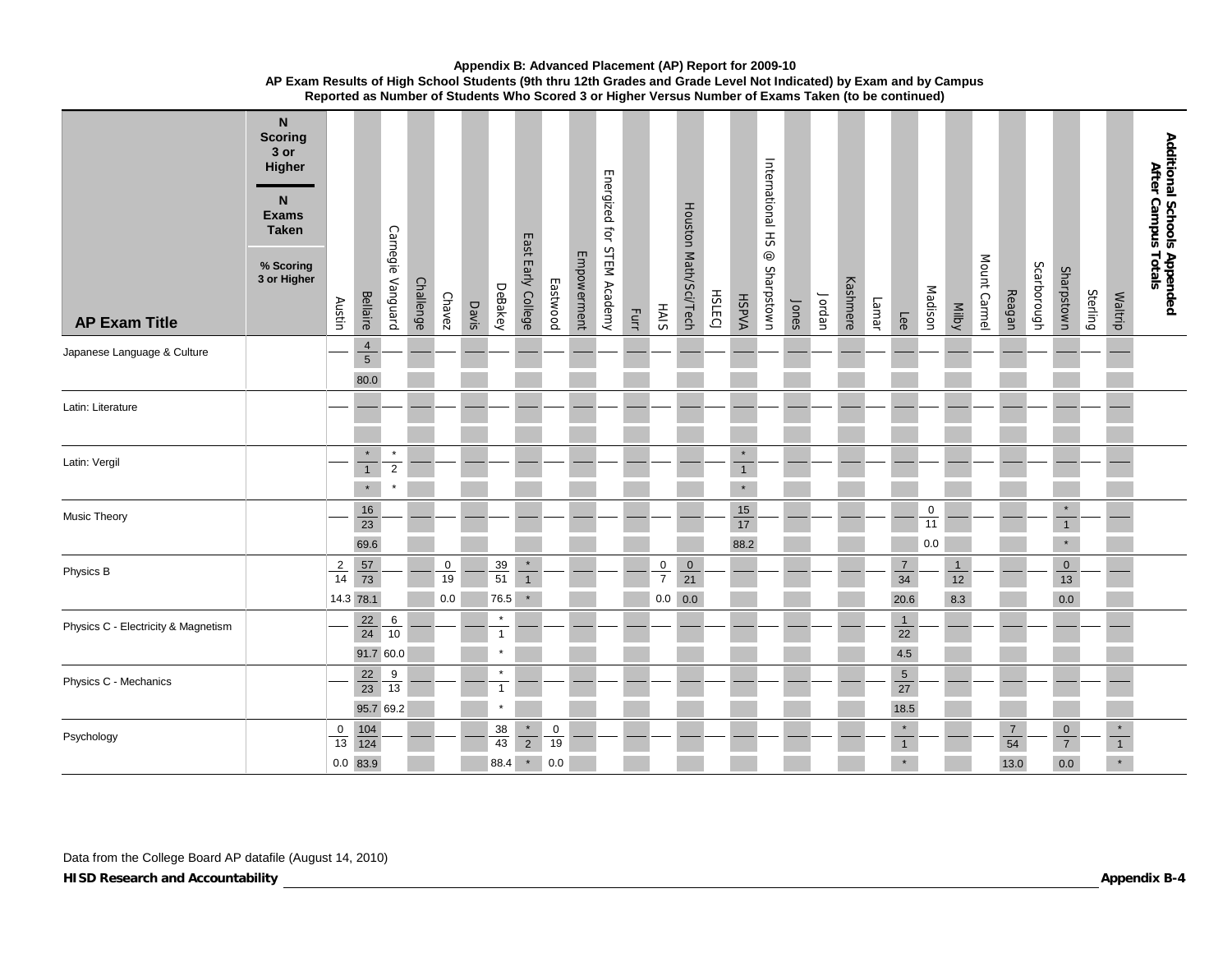**Appendix B: Advanced Placement (AP) Report for 2009-10**
**AP Exam Results of High School Students (9th thru 12th Grades and Grade Level Not Indicated) by Exam and by Campus**
**Reported as Number of Students Who Scored 3 or Higher Versus Number of Exams Taken (to be continued)**

Each cell: N Scoring 3 or Higher / N Exams Taken / % Scoring 3 or Higher

| AP Exam Title | N Scoring 3 or Higher / N Exams Taken / % Scoring 3 or Higher | Austin | Bellaire | Carnegie Vanguard | Challenge | Chavez | Davis | DeBakey | East Early College | Eastwood | Empowerment | Energized for STEM Academy | Furr | HAIS | Houston Math/Sci/Tech | HSLECJ | HSPVA | International HS @ Sharpstown | Jones | Jordan | Kashmere | Lamar | Lee | Madison | Milby | Mount Carmel | Reagan | Scarborough | Sharpstown | Sterling | Waltrip | Additional Schools Appended After Campus Totals |
|---|---|---|---|---|---|---|---|---|---|---|---|---|---|---|---|---|---|---|---|---|---|---|---|---|---|---|---|---|---|---|---|---|
| Japanese Language & Culture | | | 4 / 5 / 80.0 | | | | | | | | | | | | | | | | | | | | | | | | | | | | | |
| Latin: Literature | | | | | | | | | | | | | | | | | | | | | | | | | | | | | | | | |
| Latin: Vergil | | | * / 1 / * | * / 2 / * | | | | | | | | | | | | | * / 1 / * | | | | | | | | | | | | | | | |
| Music Theory | | | 16 / 23 / 69.6 | | | | | | | | | | | | | | 15 / 17 / 88.2 | | | | | | | 0 / 11 / 0.0 | | | | | * / 1 / * | | | |
| Physics B | | 2 / 14 / 14.3 | 57 / 73 / 78.1 | | | 0 / 19 / 0.0 | | 39 / 51 / 76.5 | * / 1 / * | | | | | 0 / 7 / 0.0 | 0 / 21 / 0.0 | | | | | | | | 7 / 34 / 20.6 | | 1 / 12 / 8.3 | | | | 0 / 13 / 0.0 | | | |
| Physics C - Electricity & Magnetism | | | 22 / 24 / 91.7 | 6 / 10 / 60.0 | | | | * / 1 / * | | | | | | | | | | | | | | | 1 / 22 / 4.5 | | | | | | | | | |
| Physics C - Mechanics | | | 22 / 23 / 95.7 | 9 / 13 / 69.2 | | | | * / 1 / * | | | | | | | | | | | | | | | 5 / 27 / 18.5 | | | | | | | | | |
| Psychology | | 0 / 13 / 0.0 | 104 / 124 / 83.9 | | | | | 38 / 43 / 88.4 | * / 2 / * | 0 / 19 / 0.0 | | | | | | | | | | | | | * / 1 / * | | | | 7 / 54 / 13.0 | | 0 / 7 / 0.0 | | * / 1 / * | |

Data from the College Board AP datafile (August 14, 2010)

**HISD Research and Accountability**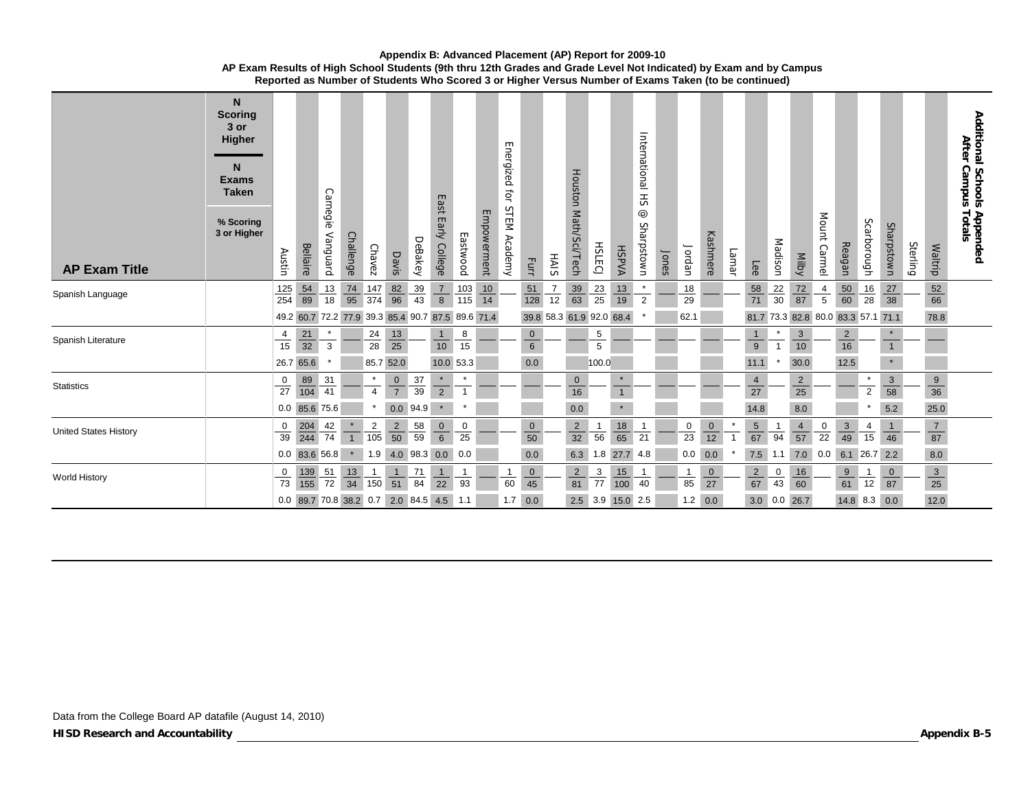**Appendix B: Advanced Placement (AP) Report for 2009-10**
**AP Exam Results of High School Students (9th thru 12th Grades and Grade Level Not Indicated) by Exam and by Campus**
**Reported as Number of Students Who Scored 3 or Higher Versus Number of Exams Taken (to be continued)**

| AP Exam Title | N Scoring 3 or Higher / N Exams Taken / % Scoring 3 or Higher | Austin | Bellaire | Carnegie Vanguard | Challenge | Chavez | Davis | DeBakey | East Early College | Eastwood | Empowerment | Energized for STEM Academy | Furr | HAIS | Houston Math/Sci/Tech | HSLECJ | HSPVA | International HS @ Sharpstown | Jones | Jordan | Kashmere | Lamar | Lee | Madison | Milby | Mount Carmel | Reagan | Scarborough | Sharpstown | Sterling | Waltrip | Additional Schools Appended After Campus Totals |
|---|---|---|---|---|---|---|---|---|---|---|---|---|---|---|---|---|---|---|---|---|---|---|---|---|---|---|---|---|---|---|---|---|
| Spanish Language | N Scoring 3 or Higher | 125 | 54 | 13 | 74 | 147 | 82 | 39 | 7 | 103 | 10 | | 51 | 7 | 39 | 23 | 13 | * | | 18 | | | 58 | 22 | 72 | 4 | 50 | 16 | 27 | | 52 | |
| | N Exams Taken | 254 | 89 | 18 | 95 | 374 | 96 | 43 | 8 | 115 | 14 | | 128 | 12 | 63 | 25 | 19 | 2 | | 29 | | | 71 | 30 | 87 | 5 | 60 | 28 | 38 | | 66 | |
| | % Scoring 3 or Higher | 49.2 | 60.7 | 72.2 | 77.9 | 39.3 | 85.4 | 90.7 | 87.5 | 89.6 | 71.4 | | 39.8 | 58.3 | 61.9 | 92.0 | 68.4 | * | | 62.1 | | | 81.7 | 73.3 | 82.8 | 80.0 | 83.3 | 57.1 | 71.1 | | 78.8 | |
| Spanish Literature | N Scoring 3 or Higher | 4 | 21 | * | | 24 | 13 | | 1 | 8 | | | 0 | | | 5 | | | | | | | 1 | * | 3 | | 2 | | * | | | |
| | N Exams Taken | 15 | 32 | 3 | | 28 | 25 | | 10 | 15 | | | 6 | | | 5 | | | | | | | 9 | 1 | 10 | | 16 | | 1 | | | |
| | % Scoring 3 or Higher | 26.7 | 65.6 | * | | 85.7 | 52.0 | | 10.0 | 53.3 | | | 0.0 | | | 100.0 | | | | | | | 11.1 | * | 30.0 | | 12.5 | | * | | | |
| Statistics | N Scoring 3 or Higher | 0 | 89 | 31 | | * | 0 | 37 | * | * | | | | | 0 | | * | | | | | | 4 | | 2 | | | * | 3 | | 9 | |
| | N Exams Taken | 27 | 104 | 41 | | 4 | 7 | 39 | 2 | 1 | | | | | 16 | | 1 | | | | | | 27 | | 25 | | | 2 | 58 | | 36 | |
| | % Scoring 3 or Higher | 0.0 | 85.6 | 75.6 | | * | 0.0 | 94.9 | * | * | | | | | 0.0 | | * | | | | | | 14.8 | | 8.0 | | | * | 5.2 | | 25.0 | |
| United States History | N Scoring 3 or Higher | 0 | 204 | 42 | * | 2 | 2 | 58 | 0 | 0 | | | 0 | | 2 | 1 | 18 | 1 | | 0 | 0 | * | 5 | 1 | 4 | 0 | 3 | 4 | 1 | | 7 | |
| | N Exams Taken | 39 | 244 | 74 | 1 | 105 | 50 | 59 | 6 | 25 | | | 50 | | 32 | 56 | 65 | 21 | | 23 | 12 | 1 | 67 | 94 | 57 | 22 | 49 | 15 | 46 | | 87 | |
| | % Scoring 3 or Higher | 0.0 | 83.6 | 56.8 | * | 1.9 | 4.0 | 98.3 | 0.0 | 0.0 | | | 0.0 | | 6.3 | 1.8 | 27.7 | 4.8 | | 0.0 | 0.0 | * | 7.5 | 1.1 | 7.0 | 0.0 | 6.1 | 26.7 | 2.2 | | 8.0 | |
| World History | N Scoring 3 or Higher | 0 | 139 | 51 | 13 | 1 | 1 | 71 | 1 | 1 | | 1 | 0 | | 2 | 3 | 15 | 1 | | 1 | 0 | | 2 | 0 | 16 | | 9 | 1 | 0 | | 3 | |
| | N Exams Taken | 73 | 155 | 72 | 34 | 150 | 51 | 84 | 22 | 93 | | 60 | 45 | | 81 | 77 | 100 | 40 | | 85 | 27 | | 67 | 43 | 60 | | 61 | 12 | 87 | | 25 | |
| | % Scoring 3 or Higher | 0.0 | 89.7 | 70.8 | 38.2 | 0.7 | 2.0 | 84.5 | 4.5 | 1.1 | | 1.7 | 0.0 | | 2.5 | 3.9 | 15.0 | 2.5 | | 1.2 | 0.0 | | 3.0 | 0.0 | 26.7 | | 14.8 | 8.3 | 0.0 | | 12.0 | |

Data from the College Board AP datafile (August 14, 2010)

**HISD Research and Accountability**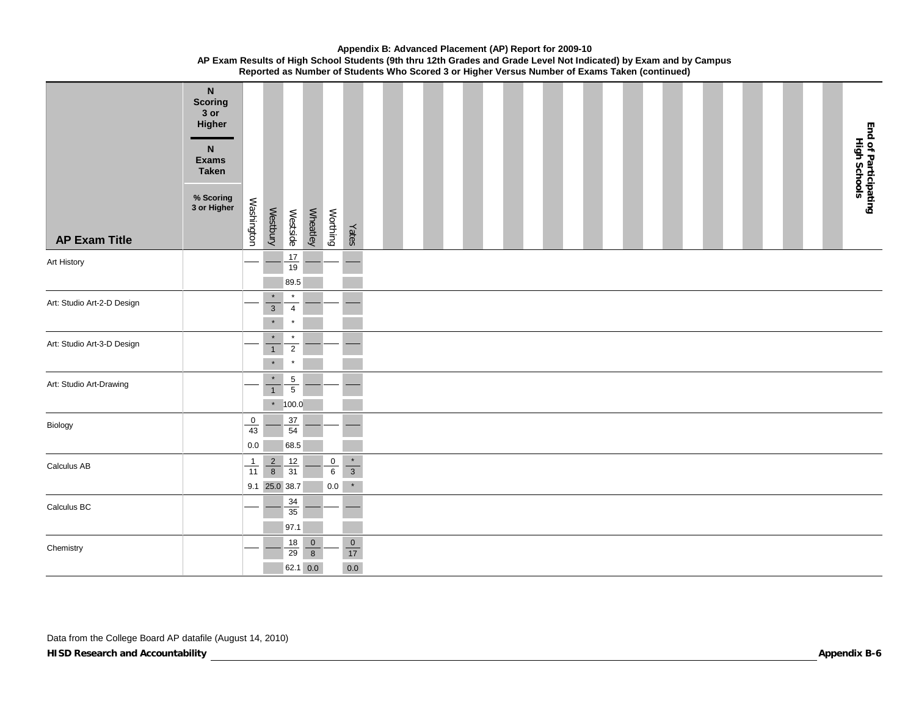**Appendix B: Advanced Placement (AP) Report for 2009-10**
**AP Exam Results of High School Students (9th thru 12th Grades and Grade Level Not Indicated) by Exam and by Campus**
**Reported as Number of Students Who Scored 3 or Higher Versus Number of Exams Taken (continued)**

N Scoring 3 or Higher / N Exams Taken / % Scoring 3 or Higher

| AP Exam Title | | Washington | Westbury | Westside | Wheatley | Worthing | Yates |
|---|---|---|---|---|---|---|---|
| Art History | N Scoring 3 or Higher | — | — | 17 | — | — | — |
| | N Exams Taken | | | 19 | | | |
| | % Scoring 3 or Higher | | | 89.5 | | | |
| Art: Studio Art-2-D Design | N Scoring 3 or Higher | — | * | * | — | — | — |
| | N Exams Taken | | 3 | 4 | | | |
| | % Scoring 3 or Higher | | * | * | | | |
| Art: Studio Art-3-D Design | N Scoring 3 or Higher | — | * | * | — | — | — |
| | N Exams Taken | | 1 | 2 | | | |
| | % Scoring 3 or Higher | | * | * | | | |
| Art: Studio Art-Drawing | N Scoring 3 or Higher | — | * | 5 | — | — | — |
| | N Exams Taken | | 1 | 5 | | | |
| | % Scoring 3 or Higher | | * | 100.0 | | | |
| Biology | N Scoring 3 or Higher | 0 | — | 37 | — | — | — |
| | N Exams Taken | 43 | | 54 | | | |
| | % Scoring 3 or Higher | 0.0 | | 68.5 | | | |
| Calculus AB | N Scoring 3 or Higher | 1 | 2 | 12 | — | 0 | * |
| | N Exams Taken | 11 | 8 | 31 | | 6 | 3 |
| | % Scoring 3 or Higher | 9.1 | 25.0 | 38.7 | | 0.0 | * |
| Calculus BC | N Scoring 3 or Higher | — | — | 34 | — | — | — |
| | N Exams Taken | | | 35 | | | |
| | % Scoring 3 or Higher | | | 97.1 | | | |
| Chemistry | N Scoring 3 or Higher | — | — | 18 | 0 | — | 0 |
| | N Exams Taken | | | 29 | 8 | | 17 |
| | % Scoring 3 or Higher | | | 62.1 | 0.0 | | 0.0 |

**End of Participating High Schools**

Data from the College Board AP datafile (August 14, 2010)

**HISD Research and Accountability**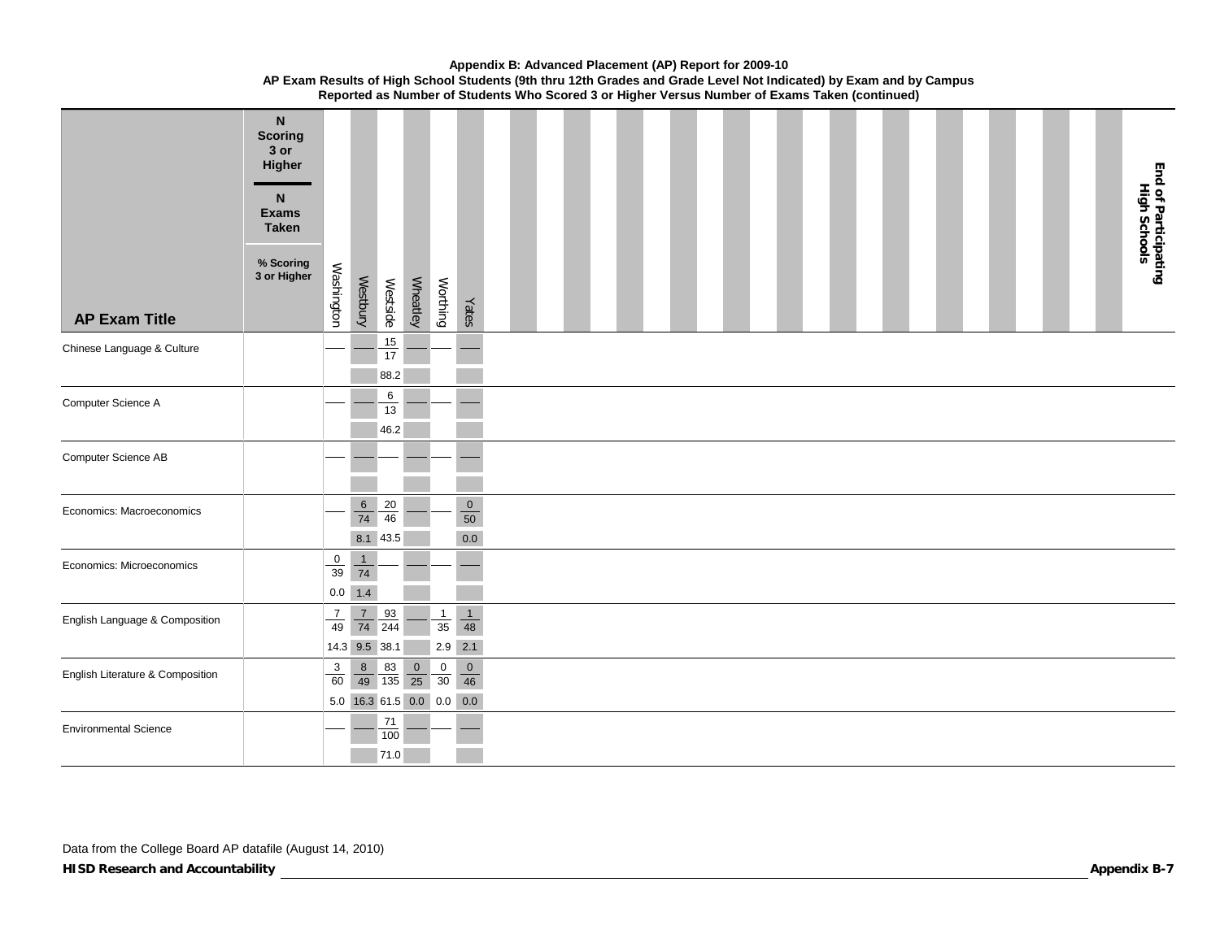**Appendix B: Advanced Placement (AP) Report for 2009-10**
**AP Exam Results of High School Students (9th thru 12th Grades and Grade Level Not Indicated) by Exam and by Campus**
**Reported as Number of Students Who Scored 3 or Higher Versus Number of Exams Taken (continued)**

Legend: N Scoring 3 or Higher / N Exams Taken; % Scoring 3 or Higher

| AP Exam Title | | Washington | Westbury | Westside | Wheatley | Worthing | Yates |
|---|---|---|---|---|---|---|---|
| Chinese Language & Culture | N Scoring 3 or Higher / N Exams Taken | — | — | 15 / 17 | — | — | — |
| | % Scoring 3 or Higher | | | 88.2 | | | |
| Computer Science A | N Scoring 3 or Higher / N Exams Taken | — | — | 6 / 13 | — | — | — |
| | % Scoring 3 or Higher | | | 46.2 | | | |
| Computer Science AB | N Scoring 3 or Higher / N Exams Taken | — | — | — | — | — | — |
| | % Scoring 3 or Higher | | | | | | |
| Economics: Macroeconomics | N Scoring 3 or Higher / N Exams Taken | — | 6 / 74 | 20 / 46 | — | — | 0 / 50 |
| | % Scoring 3 or Higher | | 8.1 | 43.5 | | | 0.0 |
| Economics: Microeconomics | N Scoring 3 or Higher / N Exams Taken | 0 / 39 | 1 / 74 | — | — | — | — |
| | % Scoring 3 or Higher | 0.0 | 1.4 | | | | |
| English Language & Composition | N Scoring 3 or Higher / N Exams Taken | 7 / 49 | 7 / 74 | 93 / 244 | — | 1 / 35 | 1 / 48 |
| | % Scoring 3 or Higher | 14.3 | 9.5 | 38.1 | | 2.9 | 2.1 |
| English Literature & Composition | N Scoring 3 or Higher / N Exams Taken | 3 / 60 | 8 / 49 | 83 / 135 | 0 / 25 | 0 / 30 | 0 / 46 |
| | % Scoring 3 or Higher | 5.0 | 16.3 | 61.5 | 0.0 | 0.0 | 0.0 |
| Environmental Science | N Scoring 3 or Higher / N Exams Taken | — | — | 71 / 100 | — | — | — |
| | % Scoring 3 or Higher | | | 71.0 | | | |

**End of Participating High Schools**

Data from the College Board AP datafile (August 14, 2010)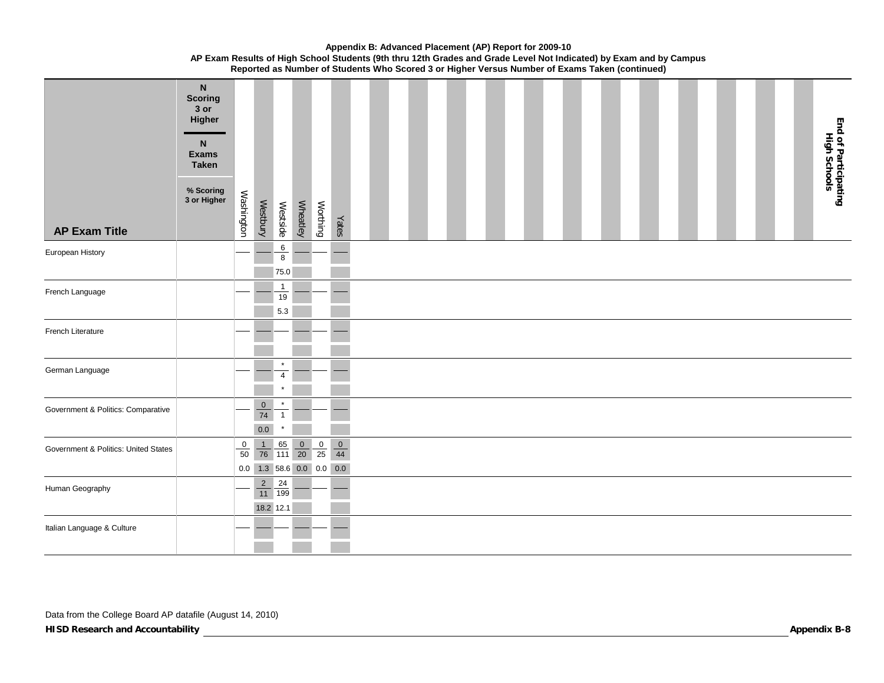**Appendix B: Advanced Placement (AP) Report for 2009-10**
**AP Exam Results of High School Students (9th thru 12th Grades and Grade Level Not Indicated) by Exam and by Campus**
**Reported as Number of Students Who Scored 3 or Higher Versus Number of Exams Taken (continued)**

Key: N Scoring 3 or Higher / N Exams Taken / % Scoring 3 or Higher

| AP Exam Title | | Washington | Westbury | Westside | Wheatley | Worthing | Yates |
|---|---|---|---|---|---|---|---|
| European History | N Scoring 3 or Higher | — | — | 6 | — | — | — |
| | N Exams Taken | | | 8 | | | |
| | % Scoring 3 or Higher | | | 75.0 | | | |
| French Language | N Scoring 3 or Higher | — | — | 1 | — | — | — |
| | N Exams Taken | | | 19 | | | |
| | % Scoring 3 or Higher | | | 5.3 | | | |
| French Literature | N Scoring 3 or Higher | — | — | — | — | — | — |
| | N Exams Taken | | | | | | |
| | % Scoring 3 or Higher | | | | | | |
| German Language | N Scoring 3 or Higher | — | — | * | — | — | — |
| | N Exams Taken | | | 4 | | | |
| | % Scoring 3 or Higher | | | * | | | |
| Government & Politics: Comparative | N Scoring 3 or Higher | — | 0 | * | — | — | — |
| | N Exams Taken | | 74 | 1 | | | |
| | % Scoring 3 or Higher | | 0.0 | * | | | |
| Government & Politics: United States | N Scoring 3 or Higher | 0 | 1 | 65 | 0 | 0 | 0 |
| | N Exams Taken | 50 | 76 | 111 | 20 | 25 | 44 |
| | % Scoring 3 or Higher | 0.0 | 1.3 | 58.6 | 0.0 | 0.0 | 0.0 |
| Human Geography | N Scoring 3 or Higher | — | 2 | 24 | — | — | — |
| | N Exams Taken | | 11 | 199 | | | |
| | % Scoring 3 or Higher | | 18.2 | 12.1 | | | |
| Italian Language & Culture | N Scoring 3 or Higher | — | — | — | — | — | — |
| | N Exams Taken | | | | | | |
| | % Scoring 3 or Higher | | | | | | |

**End of Participating High Schools**

Data from the College Board AP datafile (August 14, 2010)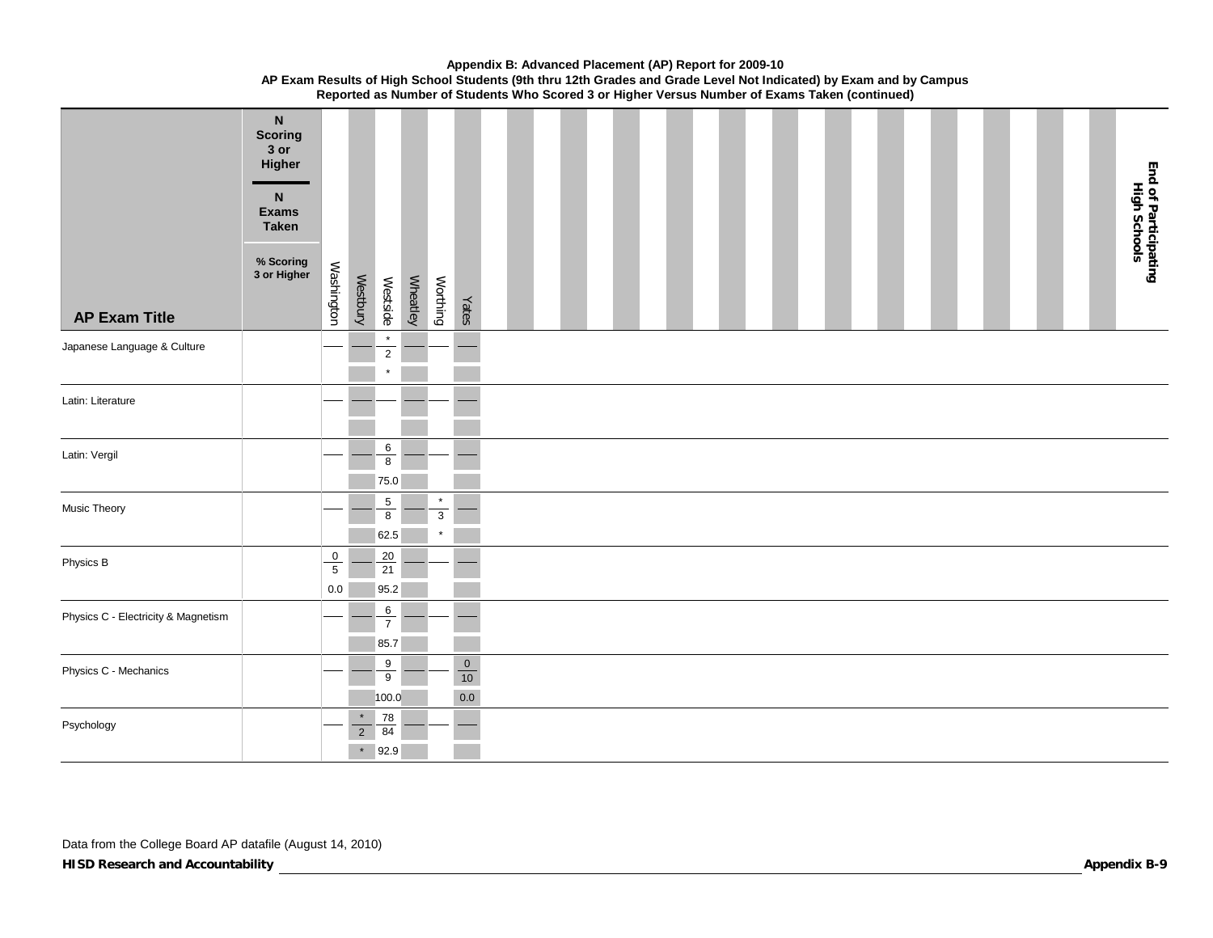**Appendix B: Advanced Placement (AP) Report for 2009-10**
**AP Exam Results of High School Students (9th thru 12th Grades and Grade Level Not Indicated) by Exam and by Campus**
**Reported as Number of Students Who Scored 3 or Higher Versus Number of Exams Taken (continued)**

Legend: N Scoring 3 or Higher / N Exams Taken / % Scoring 3 or Higher

| AP Exam Title | Washington | Westbury | Westside | Wheatley | Worthing | Yates |
|---|---|---|---|---|---|---|
| Japanese Language & Culture | — | — | * / 2 / * | — | — | — |
| Latin: Literature | — | — | — | — | — | — |
| Latin: Vergil | — | — | 6 / 8 / 75.0 | — | — | — |
| Music Theory | — | — | 5 / 8 / 62.5 | — | * / 3 / * | — |
| Physics B | 0 / 5 / 0.0 | — | 20 / 21 / 95.2 | — | — | — |
| Physics C - Electricity & Magnetism | — | — | 6 / 7 / 85.7 | — | — | — |
| Physics C - Mechanics | — | — | 9 / 9 / 100.0 | — | — | 0 / 10 / 0.0 |
| Psychology | — | * / 2 / * | 78 / 84 / 92.9 | — | — | — |

**End of Participating High Schools**

Data from the College Board AP datafile (August 14, 2010)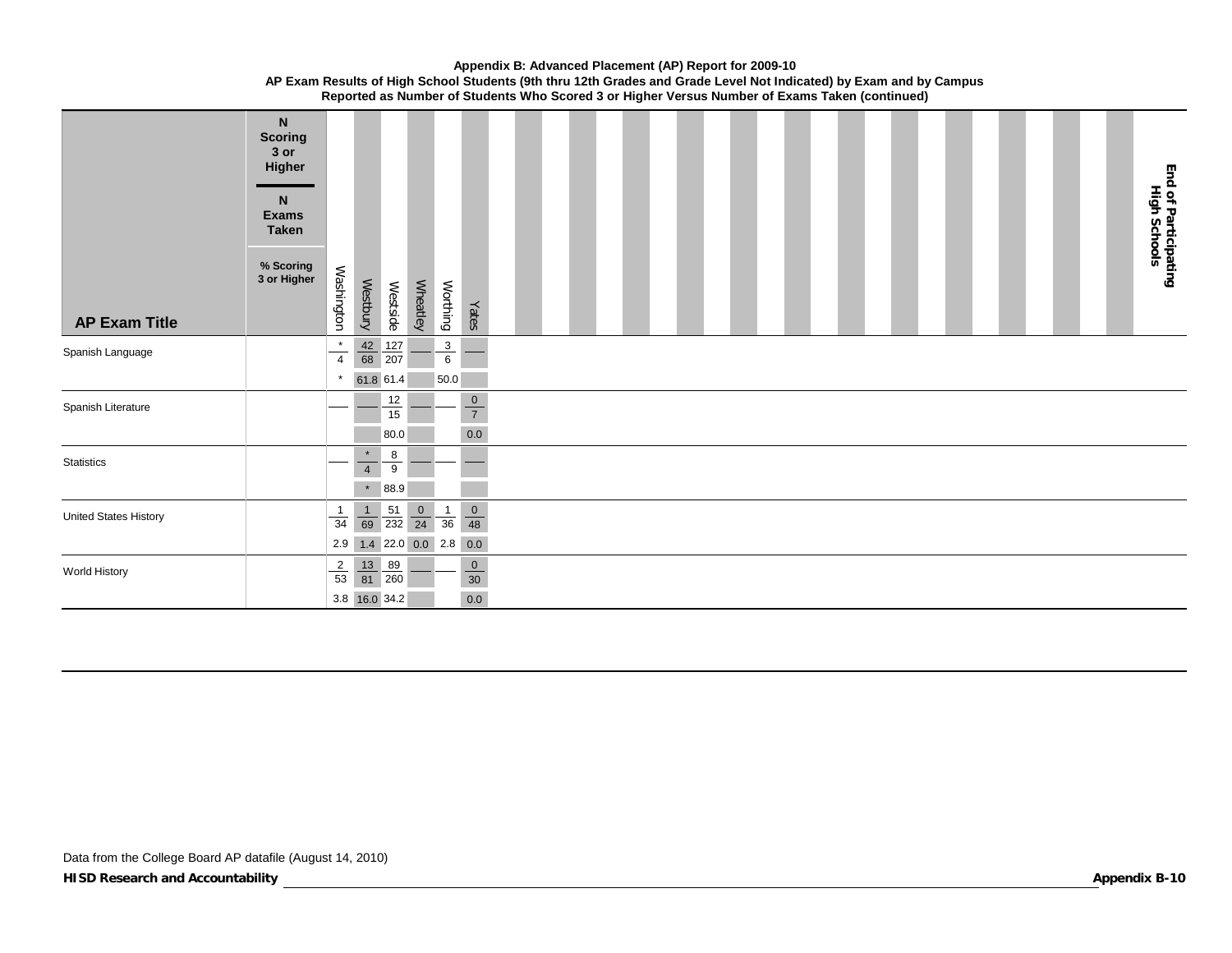**Appendix B: Advanced Placement (AP) Report for 2009-10**
**AP Exam Results of High School Students (9th thru 12th Grades and Grade Level Not Indicated) by Exam and by Campus**
**Reported as Number of Students Who Scored 3 or Higher Versus Number of Exams Taken (continued)**

| AP Exam Title | N Scoring 3 or Higher / N Exams Taken / % Scoring 3 or Higher | Washington | Westbury | Westside | Wheatley | Worthing | Yates |
|---|---|---|---|---|---|---|---|
| Spanish Language | | * / 4 | 42 / 68 | 127 / 207 | — | 3 / 6 | — |
| | | * | 61.8 | 61.4 | | 50.0 | |
| Spanish Literature | | — | — | 12 / 15 | — | — | 0 / 7 |
| | | | | 80.0 | | | 0.0 |
| Statistics | | — | * / 4 | 8 / 9 | — | — | — |
| | | | * | 88.9 | | | |
| United States History | | 1 / 34 | 1 / 69 | 51 / 232 | 0 / 24 | 1 / 36 | 0 / 48 |
| | | 2.9 | 1.4 | 22.0 | 0.0 | 2.8 | 0.0 |
| World History | | 2 / 53 | 13 / 81 | 89 / 260 | — | — | 0 / 30 |
| | | 3.8 | 16.0 | 34.2 | | | 0.0 |

**End of Participating High Schools**

Data from the College Board AP datafile (August 14, 2010)

**HISD Research and Accountability**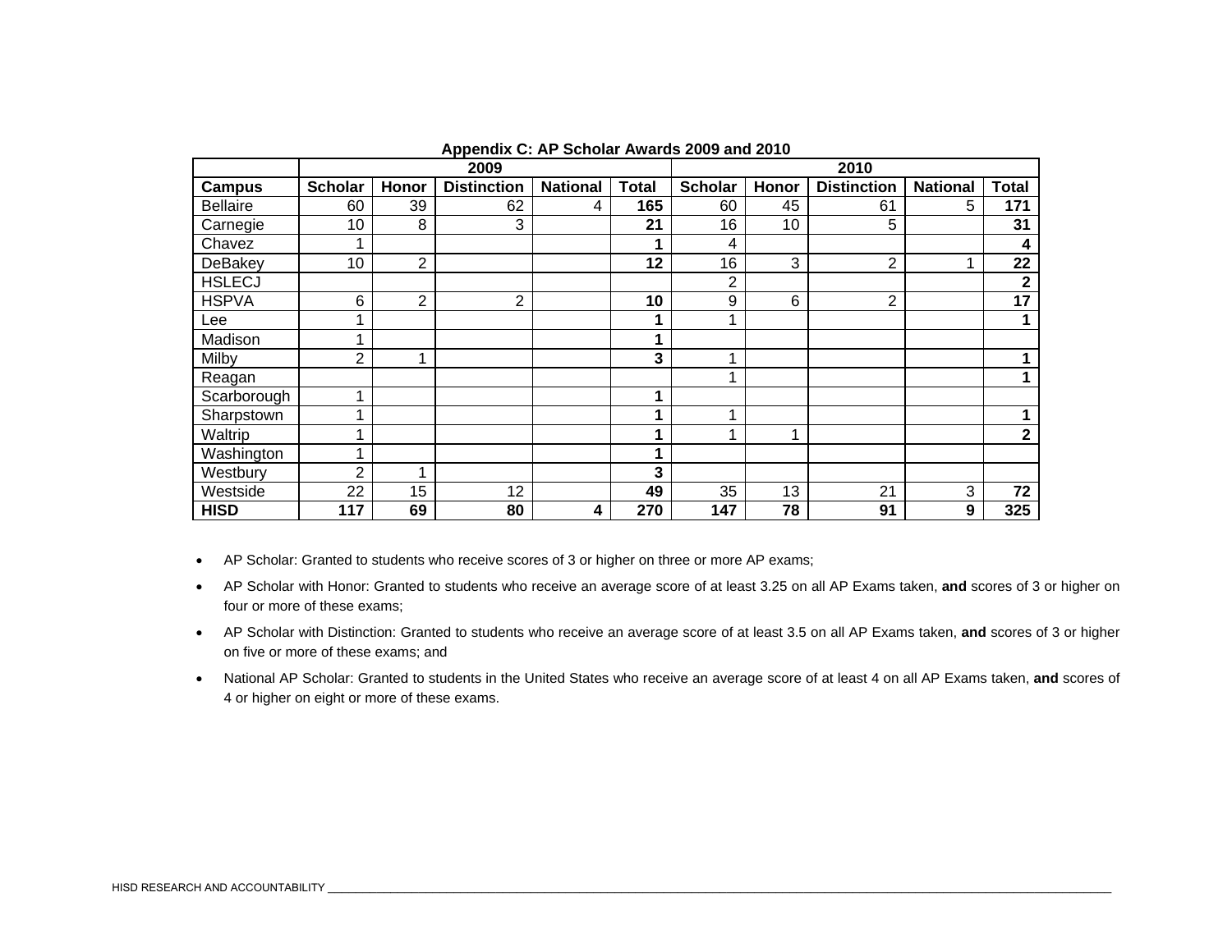**Appendix C: AP Scholar Awards 2009 and 2010**

| | 2009 | | | | | 2010 | | | | |
|---|---|---|---|---|---|---|---|---|---|---|
| **Campus** | **Scholar** | **Honor** | **Distinction** | **National** | **Total** | **Scholar** | **Honor** | **Distinction** | **National** | **Total** |
| Bellaire | 60 | 39 | 62 | 4 | **165** | 60 | 45 | 61 | 5 | **171** |
| Carnegie | 10 | 8 | 3 | | **21** | 16 | 10 | 5 | | **31** |
| Chavez | 1 | | | | **1** | 4 | | | | **4** |
| DeBakey | 10 | 2 | | | **12** | 16 | 3 | 2 | 1 | **22** |
| HSLECJ | | | | | | 2 | | | | **2** |
| HSPVA | 6 | 2 | 2 | | **10** | 9 | 6 | 2 | | **17** |
| Lee | 1 | | | | **1** | 1 | | | | **1** |
| Madison | 1 | | | | **1** | | | | | |
| Milby | 2 | 1 | | | **3** | 1 | | | | **1** |
| Reagan | | | | | | 1 | | | | **1** |
| Scarborough | 1 | | | | **1** | | | | | |
| Sharpstown | 1 | | | | **1** | 1 | | | | **1** |
| Waltrip | 1 | | | | **1** | 1 | 1 | | | **2** |
| Washington | 1 | | | | **1** | | | | | |
| Westbury | 2 | 1 | | | **3** | | | | | |
| Westside | 22 | 15 | 12 | | **49** | 35 | 13 | 21 | 3 | **72** |
| **HISD** | **117** | **69** | **80** | **4** | **270** | **147** | **78** | **91** | **9** | **325** |

- AP Scholar: Granted to students who receive scores of 3 or higher on three or more AP exams;
- AP Scholar with Honor: Granted to students who receive an average score of at least 3.25 on all AP Exams taken, **and** scores of 3 or higher on four or more of these exams;
- AP Scholar with Distinction: Granted to students who receive an average score of at least 3.5 on all AP Exams taken, **and** scores of 3 or higher on five or more of these exams; and
- National AP Scholar: Granted to students in the United States who receive an average score of at least 4 on all AP Exams taken, **and** scores of 4 or higher on eight or more of these exams.